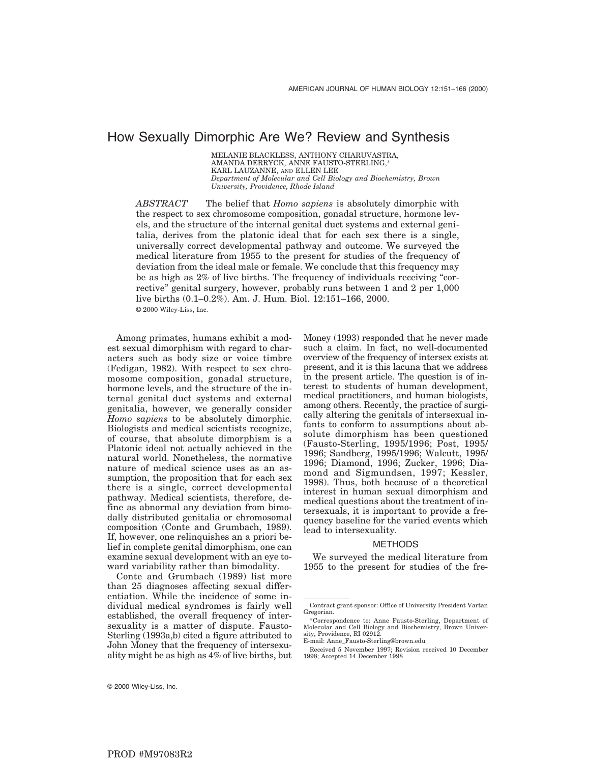# How Sexually Dimorphic Are We? Review and Synthesis

MELANIE BLACKLESS, ANTHONY CHARUVASTRA, AMANDA DERRYCK, ANNE FAUSTO-STERLING,* KARL LAUZANNE, AND ELLEN LEE

*Department of Molecular and Cell Biology and Biochemistry, Brown University, Providence, Rhode Island*

*ABSTRACT* The belief that *Homo sapiens* is absolutely dimorphic with the respect to sex chromosome composition, gonadal structure, hormone levels, and the structure of the internal genital duct systems and external genitalia, derives from the platonic ideal that for each sex there is a single, universally correct developmental pathway and outcome. We surveyed the medical literature from 1955 to the present for studies of the frequency of deviation from the ideal male or female. We conclude that this frequency may be as high as 2% of live births. The frequency of individuals receiving "corrective" genital surgery, however, probably runs between 1 and 2 per 1,000 live births (0.1–0.2%). Am. J. Hum. Biol. 12:151–166, 2000.

© 2000 Wiley-Liss, Inc.

Among primates, humans exhibit a modest sexual dimorphism with regard to characters such as body size or voice timbre (Fedigan, 1982). With respect to sex chromosome composition, gonadal structure, hormone levels, and the structure of the internal genital duct systems and external genitalia, however, we generally consider *Homo sapiens* to be absolutely dimorphic. Biologists and medical scientists recognize, of course, that absolute dimorphism is a Platonic ideal not actually achieved in the natural world. Nonetheless, the normative nature of medical science uses as an assumption, the proposition that for each sex there is a single, correct developmental pathway. Medical scientists, therefore, define as abnormal any deviation from bimodally distributed genitalia or chromosomal composition (Conte and Grumbach, 1989). If, however, one relinquishes an a priori belief in complete genital dimorphism, one can examine sexual development with an eye toward variability rather than bimodality.

Conte and Grumbach (1989) list more than 25 diagnoses affecting sexual differentiation. While the incidence of some individual medical syndromes is fairly well established, the overall frequency of intersexuality is a matter of dispute. Fausto-Sterling (1993a,b) cited a figure attributed to John Money that the frequency of intersexuality might be as high as 4% of live births, but Money (1993) responded that he never made such a claim. In fact, no well-documented overview of the frequency of intersex exists at present, and it is this lacuna that we address in the present article. The question is of interest to students of human development, medical practitioners, and human biologists, among others. Recently, the practice of surgically altering the genitals of intersexual infants to conform to assumptions about absolute dimorphism has been questioned (Fausto-Sterling, 1995/1996; Post, 1995/1996; Sandberg, 1995/1996; Walcutt, 1995/1996; Diamond, 1996; Zucker, 1996; Diamond and Sigmundsen, 1997; Kessler, 1998). Thus, both because of a theoretical interest in human sexual dimorphism and medical questions about the treatment of intersexuals, it is important to provide a frequency baseline for the varied events which lead to intersexuality.

## METHODS

We surveyed the medical literature from 1955 to the present for studies of the fre-

Contract grant sponsor: Office of University President Vartan Gregorian.

*Correspondence to: Anne Fausto-Sterling, Department of Molecular and Cell Biology and Biochemistry, Brown University, Providence, RI 02912.
E-mail: Anne_Fausto-Sterling@brown.edu

Received 5 November 1997; Revision received 10 December 1998; Accepted 14 December 1998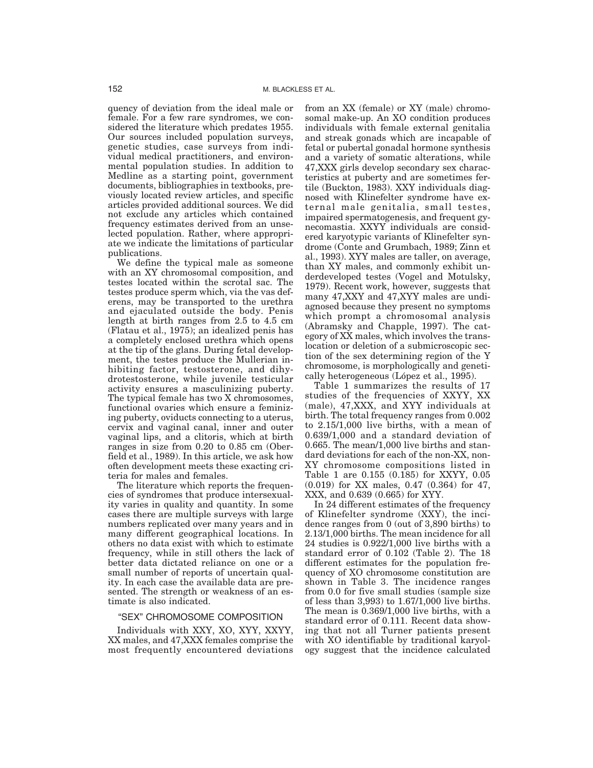quency of deviation from the ideal male or female. For a few rare syndromes, we considered the literature which predates 1955. Our sources included population surveys, genetic studies, case surveys from individual medical practitioners, and environmental population studies. In addition to Medline as a starting point, government documents, bibliographies in textbooks, previously located review articles, and specific articles provided additional sources. We did not exclude any articles which contained frequency estimates derived from an unselected population. Rather, where appropriate we indicate the limitations of particular publications.

We define the typical male as someone with an XY chromosomal composition, and testes located within the scrotal sac. The testes produce sperm which, via the vas deferens, may be transported to the urethra and ejaculated outside the body. Penis length at birth ranges from 2.5 to 4.5 cm (Flatau et al., 1975); an idealized penis has a completely enclosed urethra which opens at the tip of the glans. During fetal development, the testes produce the Mullerian inhibiting factor, testosterone, and dihydrotestosterone, while juvenile testicular activity ensures a masculinizing puberty. The typical female has two X chromosomes, functional ovaries which ensure a feminizing puberty, oviducts connecting to a uterus, cervix and vaginal canal, inner and outer vaginal lips, and a clitoris, which at birth ranges in size from 0.20 to 0.85 cm (Oberfield et al., 1989). In this article, we ask how often development meets these exacting criteria for males and females.

The literature which reports the frequencies of syndromes that produce intersexuality varies in quality and quantity. In some cases there are multiple surveys with large numbers replicated over many years and in many different geographical locations. In others no data exist with which to estimate frequency, while in still others the lack of better data dictated reliance on one or a small number of reports of uncertain quality. In each case the available data are presented. The strength or weakness of an estimate is also indicated.

## "SEX" CHROMOSOME COMPOSITION

Individuals with XXY, XO, XYY, XXYY, XX males, and 47,XXX females comprise the most frequently encountered deviations from an XX (female) or XY (male) chromosomal make-up. An XO condition produces individuals with female external genitalia and streak gonads which are incapable of fetal or pubertal gonadal hormone synthesis and a variety of somatic alterations, while 47,XXX girls develop secondary sex characteristics at puberty and are sometimes fertile (Buckton, 1983). XXY individuals diagnosed with Klinefelter syndrome have external male genitalia, small testes, impaired spermatogenesis, and frequent gynecomastia. XXYY individuals are considered karyotypic variants of Klinefelter syndrome (Conte and Grumbach, 1989; Zinn et al., 1993). XYY males are taller, on average, than XY males, and commonly exhibit underdeveloped testes (Vogel and Motulsky, 1979). Recent work, however, suggests that many 47,XXY and 47,XYY males are undiagnosed because they present no symptoms which prompt a chromosomal analysis (Abramsky and Chapple, 1997). The category of XX males, which involves the translocation or deletion of a submicroscopic section of the sex determining region of the Y chromosome, is morphologically and genetically heterogeneous (López et al., 1995).

Table 1 summarizes the results of 17 studies of the frequencies of XXYY, XX (male), 47,XXX, and XYY individuals at birth. The total frequency ranges from 0.002 to 2.15/1,000 live births, with a mean of 0.639/1,000 and a standard deviation of 0.665. The mean/1,000 live births and standard deviations for each of the non-XX, non-XY chromosome compositions listed in Table 1 are 0.155 (0.185) for XXYY, 0.05 (0.019) for XX males, 0.47 (0.364) for 47, XXX, and 0.639 (0.665) for XYY.

In 24 different estimates of the frequency of Klinefelter syndrome (XXY), the incidence ranges from 0 (out of 3,890 births) to 2.13/1,000 births. The mean incidence for all 24 studies is 0.922/1,000 live births with a standard error of 0.102 (Table 2). The 18 different estimates for the population frequency of XO chromosome constitution are shown in Table 3. The incidence ranges from 0.0 for five small studies (sample size of less than 3,993) to 1.67/1,000 live births. The mean is 0.369/1,000 live births, with a standard error of 0.111. Recent data showing that not all Turner patients present with XO identifiable by traditional karyology suggest that the incidence calculated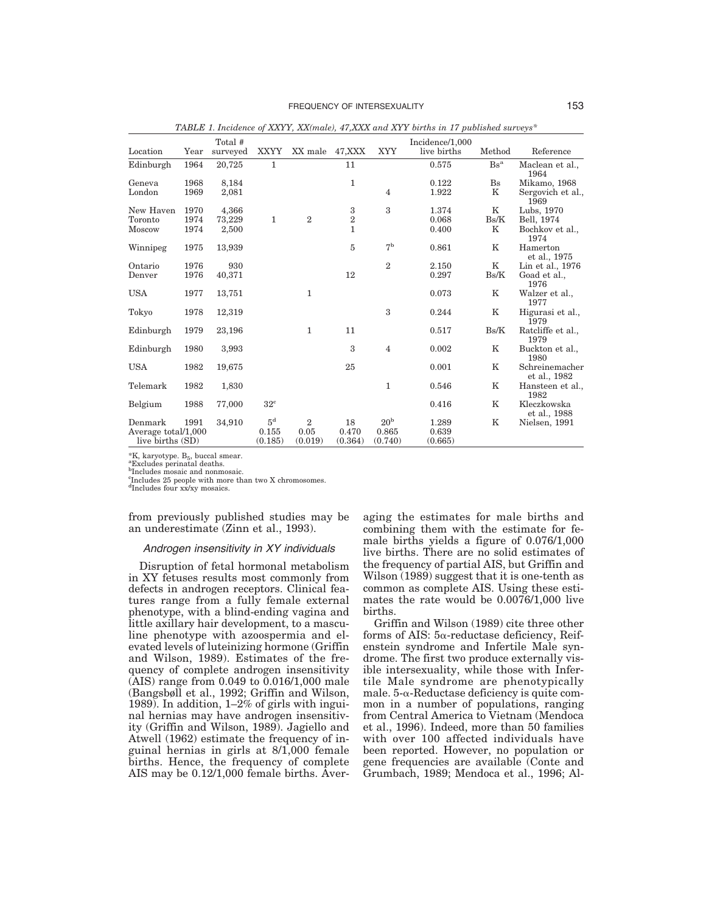*TABLE 1. Incidence of XXYY, XX(male), 47,XXX and XYY births in 17 published surveys**

| Location | Year | Total # surveyed | XXYY | XX male | 47,XXX | XYY | Incidence/1,000 live births | Method | Reference |
|---|---|---|---|---|---|---|---|---|---|
| Edinburgh | 1964 | 20,725 | 1 | | 11 | | 0.575 | Bs[a] | Maclean et al., 1964 |
| Geneva | 1968 | 8,184 | | | 1 | | 0.122 | Bs | Mikamo, 1968 |
| London | 1969 | 2,081 | | | | 4 | 1.922 | K | Sergovich et al., 1969 |
| New Haven | 1970 | 4,366 | | | 3 | 3 | 1.374 | K | Lubs, 1970 |
| Toronto | 1974 | 73,229 | 1 | 2 | 2 | | 0.068 | Bs/K | Bell, 1974 |
| Moscow | 1974 | 2,500 | | | 1 | | 0.400 | K | Bochkov et al., 1974 |
| Winnipeg | 1975 | 13,939 | | | 5 | 7[b] | 0.861 | K | Hamerton et al., 1975 |
| Ontario | 1976 | 930 | | | | 2 | 2.150 | K | Lin et al., 1976 |
| Denver | 1976 | 40,371 | | | 12 | | 0.297 | Bs/K | Goad et al., 1976 |
| USA | 1977 | 13,751 | | 1 | | | 0.073 | K | Walzer et al., 1977 |
| Tokyo | 1978 | 12,319 | | | | 3 | 0.244 | K | Higurasi et al., 1979 |
| Edinburgh | 1979 | 23,196 | | 1 | 11 | | 0.517 | Bs/K | Ratcliffe et al., 1979 |
| Edinburgh | 1980 | 3,993 | | | 3 | 4 | 0.002 | K | Buckton et al., 1980 |
| USA | 1982 | 19,675 | | | 25 | | 0.001 | K | Schreinemacher et al., 1982 |
| Telemark | 1982 | 1,830 | | | | 1 | 0.546 | K | Hansteen et al., 1982 |
| Belgium | 1988 | 77,000 | 32[c] | | | | 0.416 | K | Kleczkowska et al., 1988 |
| Denmark | 1991 | 34,910 | 5[d] | 2 | 18 | 20[b] | 1.289 | K | Nielsen, 1991 |
| Average total/1,000 live births (SD) | | | 0.155 (0.185) | 0.05 (0.019) | 0.470 (0.364) | 0.865 (0.740) | 0.639 (0.665) | | |

*K, karyotype. $B_5$, buccal smear.
[a]Excludes perinatal deaths.
[b]Includes mosaic and nonmosaic.
[c]Includes 25 people with more than two X chromosomes.
[d]Includes four xx/xy mosaics.

from previously published studies may be an underestimate (Zinn et al., 1993).

### *Androgen insensitivity in XY individuals*

Disruption of fetal hormonal metabolism in XY fetuses results most commonly from defects in androgen receptors. Clinical features range from a fully female external phenotype, with a blind-ending vagina and little axillary hair development, to a masculine phenotype with azoospermia and elevated levels of luteinizing hormone (Griffin and Wilson, 1989). Estimates of the frequency of complete androgen insensitivity (AIS) range from 0.049 to 0.016/1,000 male (Bangsbøll et al., 1992; Griffin and Wilson, 1989). In addition, 1–2% of girls with inguinal hernias may have androgen insensitivity (Griffin and Wilson, 1989). Jagiello and Atwell (1962) estimate the frequency of inguinal hernias in girls at 8/1,000 female births. Hence, the frequency of complete AIS may be 0.12/1,000 female births. Averaging the estimates for male births and combining them with the estimate for female births yields a figure of 0.076/1,000 live births. There are no solid estimates of the frequency of partial AIS, but Griffin and Wilson (1989) suggest that it is one-tenth as common as complete AIS. Using these estimates the rate would be 0.0076/1,000 live births.

Griffin and Wilson (1989) cite three other forms of AIS: 5α-reductase deficiency, Reifenstein syndrome and Infertile Male syndrome. The first two produce externally visible intersexuality, while those with Infertile Male syndrome are phenotypically male. 5-α-Reductase deficiency is quite common in a number of populations, ranging from Central America to Vietnam (Mendoca et al., 1996). Indeed, more than 50 families with over 100 affected individuals have been reported. However, no population or gene frequencies are available (Conte and Grumbach, 1989; Mendoca et al., 1996; Al-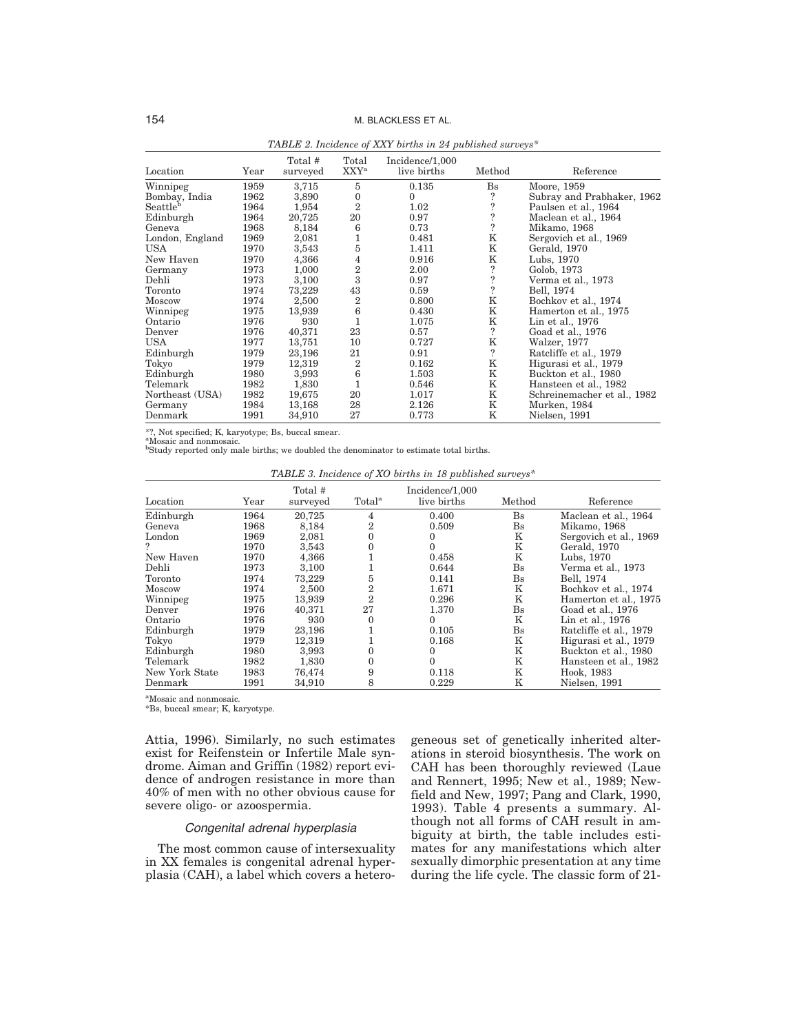*TABLE 2. Incidence of XXY births in 24 published surveys**

| Location | Year | Total # surveyed | Total XXY[a] | Incidence/1,000 live births | Method | Reference |
|---|---|---|---|---|---|---|
| Winnipeg | 1959 | 3,715 | 5 | 0.135 | Bs | Moore, 1959 |
| Bombay, India | 1962 | 3,890 | 0 | 0 | ? | Subray and Prabhaker, 1962 |
| Seattle[b] | 1964 | 1,954 | 2 | 1.02 | ? | Paulsen et al., 1964 |
| Edinburgh | 1964 | 20,725 | 20 | 0.97 | ? | Maclean et al., 1964 |
| Geneva | 1968 | 8,184 | 6 | 0.73 | ? | Mikamo, 1968 |
| London, England | 1969 | 2,081 | 1 | 0.481 | K | Sergovich et al., 1969 |
| USA | 1970 | 3,543 | 5 | 1.411 | K | Gerald, 1970 |
| New Haven | 1970 | 4,366 | 4 | 0.916 | K | Lubs, 1970 |
| Germany | 1973 | 1,000 | 2 | 2.00 | ? | Golob, 1973 |
| Dehli | 1973 | 3,100 | 3 | 0.97 | ? | Verma et al., 1973 |
| Toronto | 1974 | 73,229 | 43 | 0.59 | ? | Bell, 1974 |
| Moscow | 1974 | 2,500 | 2 | 0.800 | K | Bochkov et al., 1974 |
| Winnipeg | 1975 | 13,939 | 6 | 0.430 | K | Hamerton et al., 1975 |
| Ontario | 1976 | 930 | 1 | 1.075 | K | Lin et al., 1976 |
| Denver | 1976 | 40,371 | 23 | 0.57 | ? | Goad et al., 1976 |
| USA | 1977 | 13,751 | 10 | 0.727 | K | Walzer, 1977 |
| Edinburgh | 1979 | 23,196 | 21 | 0.91 | ? | Ratcliffe et al., 1979 |
| Tokyo | 1979 | 12,319 | 2 | 0.162 | K | Higurasi et al., 1979 |
| Edinburgh | 1980 | 3,993 | 6 | 1.503 | K | Buckton et al., 1980 |
| Telemark | 1982 | 1,830 | 1 | 0.546 | K | Hansteen et al., 1982 |
| Northeast (USA) | 1982 | 19,675 | 20 | 1.017 | K | Schreinemacher et al., 1982 |
| Germany | 1984 | 13,168 | 28 | 2.126 | K | Murken, 1984 |
| Denmark | 1991 | 34,910 | 27 | 0.773 | K | Nielsen, 1991 |

*?, Not specified; K, karyotype; Bs, buccal smear.
[a]Mosaic and nonmosaic.
[b]Study reported only male births; we doubled the denominator to estimate total births.

*TABLE 3. Incidence of XO births in 18 published surveys**

| Location | Year | Total # surveyed | Total[a] | Incidence/1,000 live births | Method | Reference |
|---|---|---|---|---|---|---|
| Edinburgh | 1964 | 20,725 | 4 | 0.400 | Bs | Maclean et al., 1964 |
| Geneva | 1968 | 8,184 | 2 | 0.509 | Bs | Mikamo, 1968 |
| London | 1969 | 2,081 | 0 | 0 | K | Sergovich et al., 1969 |
| ? | 1970 | 3,543 | 0 | 0 | K | Gerald, 1970 |
| New Haven | 1970 | 4,366 | 1 | 0.458 | K | Lubs, 1970 |
| Dehli | 1973 | 3,100 | 1 | 0.644 | Bs | Verma et al., 1973 |
| Toronto | 1974 | 73,229 | 5 | 0.141 | Bs | Bell, 1974 |
| Moscow | 1974 | 2,500 | 2 | 1.671 | K | Bochkov et al., 1974 |
| Winnipeg | 1975 | 13,939 | 2 | 0.296 | K | Hamerton et al., 1975 |
| Denver | 1976 | 40,371 | 27 | 1.370 | Bs | Goad et al., 1976 |
| Ontario | 1976 | 930 | 0 | 0 | K | Lin et al., 1976 |
| Edinburgh | 1979 | 23,196 | 1 | 0.105 | Bs | Ratcliffe et al., 1979 |
| Tokyo | 1979 | 12,319 | 1 | 0.168 | K | Higurasi et al., 1979 |
| Edinburgh | 1980 | 3,993 | 0 | 0 | K | Buckton et al., 1980 |
| Telemark | 1982 | 1,830 | 0 | 0 | K | Hansteen et al., 1982 |
| New York State | 1983 | 76,474 | 9 | 0.118 | K | Hook, 1983 |
| Denmark | 1991 | 34,910 | 8 | 0.229 | K | Nielsen, 1991 |

[a]Mosaic and nonmosaic.
*Bs, buccal smear; K, karyotype.

Attia, 1996). Similarly, no such estimates exist for Reifenstein or Infertile Male syndrome. Aiman and Griffin (1982) report evidence of androgen resistance in more than 40% of men with no other obvious cause for severe oligo- or azoospermia.

### *Congenital adrenal hyperplasia*

The most common cause of intersexuality in XX females is congenital adrenal hyperplasia (CAH), a label which covers a heterogeneous set of genetically inherited alterations in steroid biosynthesis. The work on CAH has been thoroughly reviewed (Laue and Rennert, 1995; New et al., 1989; Newfield and New, 1997; Pang and Clark, 1990, 1993). Table 4 presents a summary. Although not all forms of CAH result in ambiguity at birth, the table includes estimates for any manifestations which alter sexually dimorphic presentation at any time during the life cycle. The classic form of 21-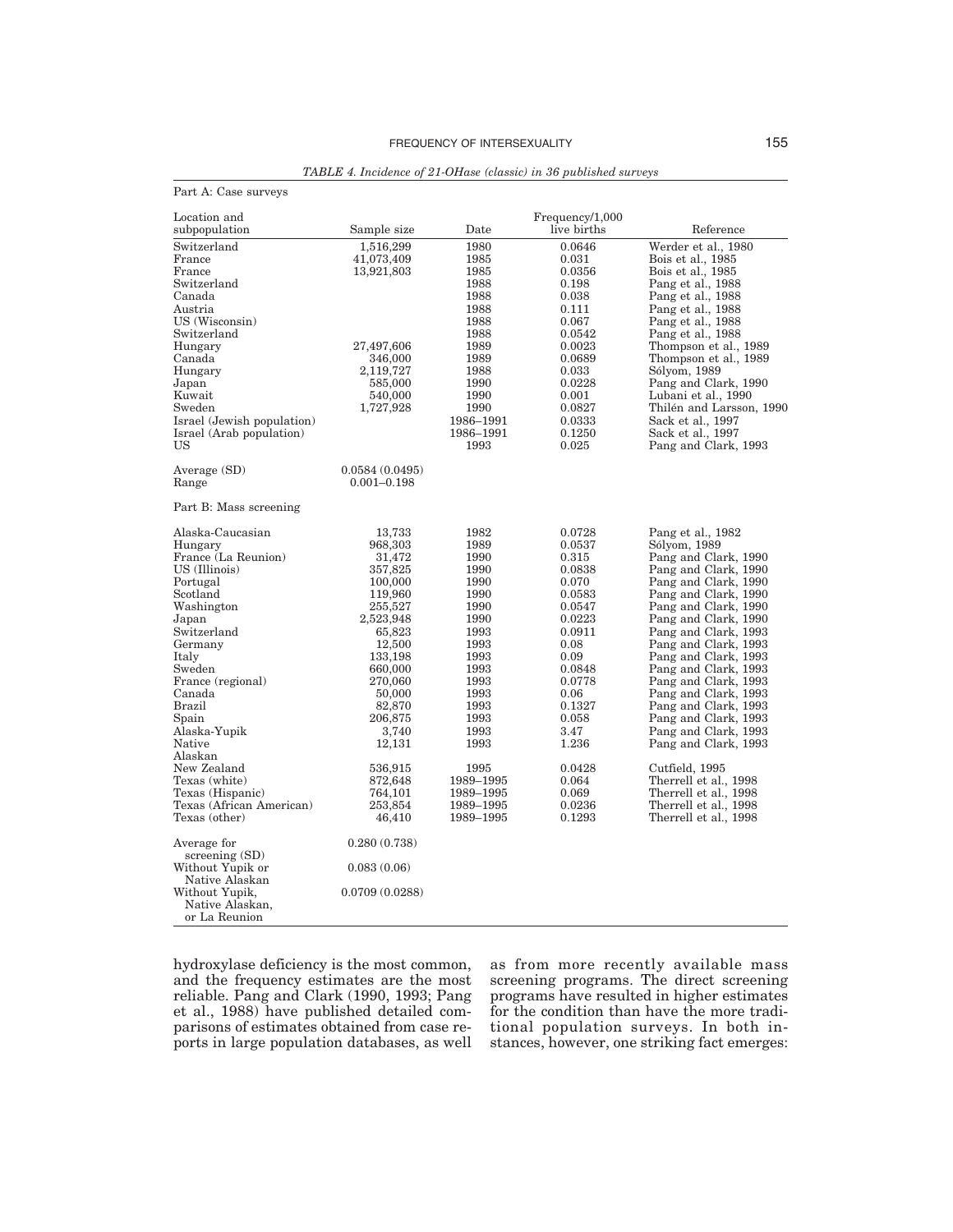*TABLE 4. Incidence of 21-OHase (classic) in 36 published surveys*

Part A: Case surveys

| Location and subpopulation | Sample size | Date | Frequency/1,000 live births | Reference |
|---|---|---|---|---|
| Switzerland | 1,516,299 | 1980 | 0.0646 | Werder et al., 1980 |
| France | 41,073,409 | 1985 | 0.031 | Bois et al., 1985 |
| France | 13,921,803 | 1985 | 0.0356 | Bois et al., 1985 |
| Switzerland | | 1988 | 0.198 | Pang et al., 1988 |
| Canada | | 1988 | 0.038 | Pang et al., 1988 |
| Austria | | 1988 | 0.111 | Pang et al., 1988 |
| US (Wisconsin) | | 1988 | 0.067 | Pang et al., 1988 |
| Switzerland | | 1988 | 0.0542 | Pang et al., 1988 |
| Hungary | 27,497,606 | 1989 | 0.0023 | Thompson et al., 1989 |
| Canada | 346,000 | 1989 | 0.0689 | Thompson et al., 1989 |
| Hungary | 2,119,727 | 1988 | 0.033 | Sólyom, 1989 |
| Japan | 585,000 | 1990 | 0.0228 | Pang and Clark, 1990 |
| Kuwait | 540,000 | 1990 | 0.001 | Lubani et al., 1990 |
| Sweden | 1,727,928 | 1990 | 0.0827 | Thilén and Larsson, 1990 |
| Israel (Jewish population) | | 1986–1991 | 0.0333 | Sack et al., 1997 |
| Israel (Arab population) | | 1986–1991 | 0.1250 | Sack et al., 1997 |
| US | | 1993 | 0.025 | Pang and Clark, 1993 |
| Average (SD) | 0.0584 (0.0495) | | | |
| Range | 0.001–0.198 | | | |

Part B: Mass screening

| Location and subpopulation | Sample size | Date | Frequency/1,000 live births | Reference |
|---|---|---|---|---|
| Alaska-Caucasian | 13,733 | 1982 | 0.0728 | Pang et al., 1982 |
| Hungary | 968,303 | 1989 | 0.0537 | Sólyom, 1989 |
| France (La Reunion) | 31,472 | 1990 | 0.315 | Pang and Clark, 1990 |
| US (Illinois) | 357,825 | 1990 | 0.0838 | Pang and Clark, 1990 |
| Portugal | 100,000 | 1990 | 0.070 | Pang and Clark, 1990 |
| Scotland | 119,960 | 1990 | 0.0583 | Pang and Clark, 1990 |
| Washington | 255,527 | 1990 | 0.0547 | Pang and Clark, 1990 |
| Japan | 2,523,948 | 1990 | 0.0223 | Pang and Clark, 1990 |
| Switzerland | 65,823 | 1993 | 0.0911 | Pang and Clark, 1993 |
| Germany | 12,500 | 1993 | 0.08 | Pang and Clark, 1993 |
| Italy | 133,198 | 1993 | 0.09 | Pang and Clark, 1993 |
| Sweden | 660,000 | 1993 | 0.0848 | Pang and Clark, 1993 |
| France (regional) | 270,060 | 1993 | 0.0778 | Pang and Clark, 1993 |
| Canada | 50,000 | 1993 | 0.06 | Pang and Clark, 1993 |
| Brazil | 82,870 | 1993 | 0.1327 | Pang and Clark, 1993 |
| Spain | 206,875 | 1993 | 0.058 | Pang and Clark, 1993 |
| Alaska-Yupik | 3,740 | 1993 | 3.47 | Pang and Clark, 1993 |
| Native Alaskan | 12,131 | 1993 | 1.236 | Pang and Clark, 1993 |
| New Zealand | 536,915 | 1995 | 0.0428 | Cutfield, 1995 |
| Texas (white) | 872,648 | 1989–1995 | 0.064 | Therrell et al., 1998 |
| Texas (Hispanic) | 764,101 | 1989–1995 | 0.069 | Therrell et al., 1998 |
| Texas (African American) | 253,854 | 1989–1995 | 0.0236 | Therrell et al., 1998 |
| Texas (other) | 46,410 | 1989–1995 | 0.1293 | Therrell et al., 1998 |
| Average for screening (SD) | 0.280 (0.738) | | | |
| Without Yupik or Native Alaskan | 0.083 (0.06) | | | |
| Without Yupik, Native Alaskan, or La Reunion | 0.0709 (0.0288) | | | |

hydroxylase deficiency is the most common, and the frequency estimates are the most reliable. Pang and Clark (1990, 1993; Pang et al., 1988) have published detailed comparisons of estimates obtained from case reports in large population databases, as well as from more recently available mass screening programs. The direct screening programs have resulted in higher estimates for the condition than have the more traditional population surveys. In both instances, however, one striking fact emerges: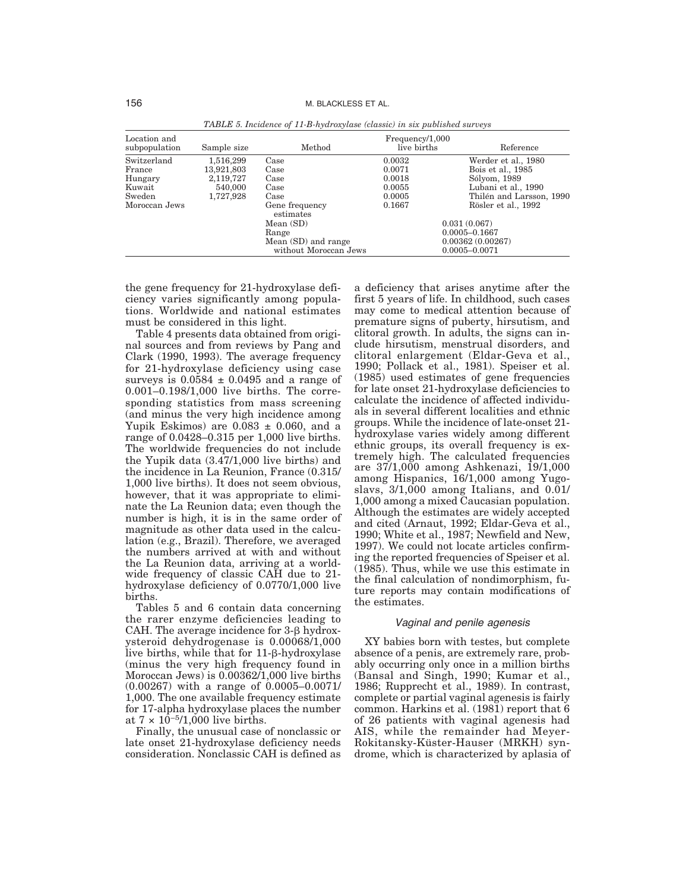*TABLE 5. Incidence of 11-B-hydroxylase (classic) in six published surveys*

| Location and subpopulation | Sample size | Method | Frequency/1,000 live births | Reference |
|---|---|---|---|---|
| Switzerland | 1,516,299 | Case | 0.0032 | Werder et al., 1980 |
| France | 13,921,803 | Case | 0.0071 | Bois et al., 1985 |
| Hungary | 2,119,727 | Case | 0.0018 | Sólyom, 1989 |
| Kuwait | 540,000 | Case | 0.0055 | Lubani et al., 1990 |
| Sweden | 1,727,928 | Case | 0.0005 | Thilén and Larsson, 1990 |
| Moroccan Jews | | Gene frequency estimates | 0.1667 | Rösler et al., 1992 |
| | | Mean (SD) | 0.031 (0.067) | |
| | | Range | 0.0005–0.1667 | |
| | | Mean (SD) and range without Moroccan Jews | 0.00362 (0.00267) 0.0005–0.0071 | |

the gene frequency for 21-hydroxylase deficiency varies significantly among populations. Worldwide and national estimates must be considered in this light.

Table 4 presents data obtained from original sources and from reviews by Pang and Clark (1990, 1993). The average frequency for 21-hydroxylase deficiency using case surveys is $0.0584 \pm 0.0495$ and a range of 0.001–0.198/1,000 live births. The corresponding statistics from mass screening (and minus the very high incidence among Yupik Eskimos) are $0.083 \pm 0.060$, and a range of 0.0428–0.315 per 1,000 live births. The worldwide frequencies do not include the Yupik data (3.47/1,000 live births) and the incidence in La Reunion, France (0.315/1,000 live births). It does not seem obvious, however, that it was appropriate to eliminate the La Reunion data; even though the number is high, it is in the same order of magnitude as other data used in the calculation (e.g., Brazil). Therefore, we averaged the numbers arrived at with and without the La Reunion data, arriving at a worldwide frequency of classic CAH due to 21-hydroxylase deficiency of 0.0770/1,000 live births.

Tables 5 and 6 contain data concerning the rarer enzyme deficiencies leading to CAH. The average incidence for 3-β hydroxysteroid dehydrogenase is 0.00068/1,000 live births, while that for 11-β-hydroxylase (minus the very high frequency found in Moroccan Jews) is 0.00362/1,000 live births (0.00267) with a range of 0.0005–0.0071/1,000. The one available frequency estimate for 17-alpha hydroxylase places the number at $7 \times 10^{-5}$/1,000 live births.

Finally, the unusual case of nonclassic or late onset 21-hydroxylase deficiency needs consideration. Nonclassic CAH is defined as a deficiency that arises anytime after the first 5 years of life. In childhood, such cases may come to medical attention because of premature signs of puberty, hirsutism, and clitoral growth. In adults, the signs can include hirsutism, menstrual disorders, and clitoral enlargement (Eldar-Geva et al., 1990; Pollack et al., 1981). Speiser et al. (1985) used estimates of gene frequencies for late onset 21-hydroxylase deficiencies to calculate the incidence of affected individuals in several different localities and ethnic groups. While the incidence of late-onset 21-hydroxylase varies widely among different ethnic groups, its overall frequency is extremely high. The calculated frequencies are 37/1,000 among Ashkenazi, 19/1,000 among Hispanics, 16/1,000 among Yugoslavs, 3/1,000 among Italians, and 0.01/1,000 among a mixed Caucasian population. Although the estimates are widely accepted and cited (Arnaut, 1992; Eldar-Geva et al., 1990; White et al., 1987; Newfield and New, 1997). We could not locate articles confirming the reported frequencies of Speiser et al. (1985). Thus, while we use this estimate in the final calculation of nondimorphism, future reports may contain modifications of the estimates.

### *Vaginal and penile agenesis*

XY babies born with testes, but complete absence of a penis, are extremely rare, probably occurring only once in a million births (Bansal and Singh, 1990; Kumar et al., 1986; Rupprecht et al., 1989). In contrast, complete or partial vaginal agenesis is fairly common. Harkins et al. (1981) report that 6 of 26 patients with vaginal agenesis had AIS, while the remainder had Meyer-Rokitansky-Küster-Hauser (MRKH) syndrome, which is characterized by aplasia of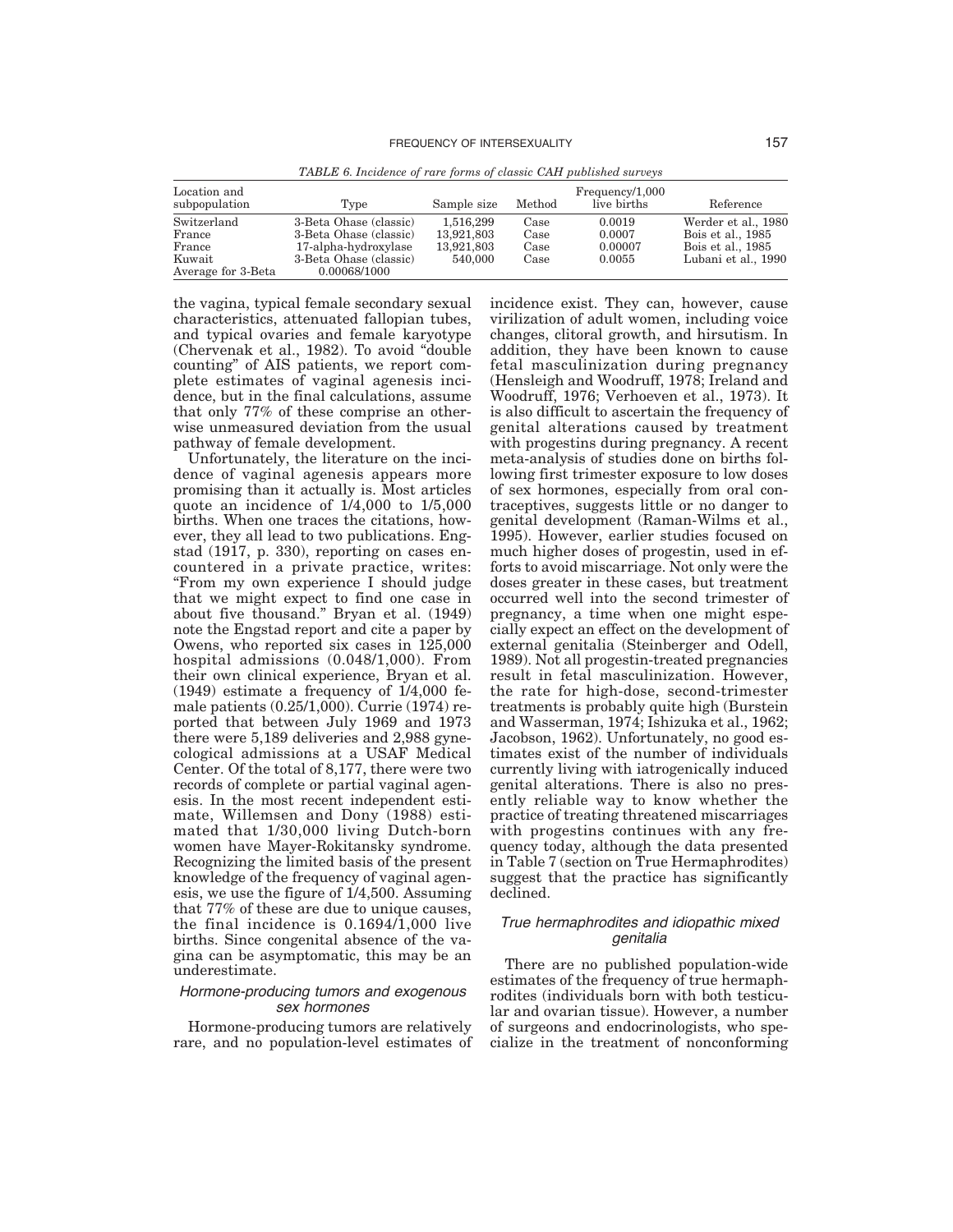*TABLE 6. Incidence of rare forms of classic CAH published surveys*

| Location and subpopulation | Type | Sample size | Method | Frequency/1,000 live births | Reference |
|---|---|---|---|---|---|
| Switzerland | 3-Beta Ohase (classic) | 1,516,299 | Case | 0.0019 | Werder et al., 1980 |
| France | 3-Beta Ohase (classic) | 13,921,803 | Case | 0.0007 | Bois et al., 1985 |
| France | 17-alpha-hydroxylase | 13,921,803 | Case | 0.00007 | Bois et al., 1985 |
| Kuwait | 3-Beta Ohase (classic) | 540,000 | Case | 0.0055 | Lubani et al., 1990 |
| Average for 3-Beta | 0.00068/1000 | | | | |

the vagina, typical female secondary sexual characteristics, attenuated fallopian tubes, and typical ovaries and female karyotype (Chervenak et al., 1982). To avoid "double counting" of AIS patients, we report complete estimates of vaginal agenesis incidence, but in the final calculations, assume that only 77% of these comprise an otherwise unmeasured deviation from the usual pathway of female development.

Unfortunately, the literature on the incidence of vaginal agenesis appears more promising than it actually is. Most articles quote an incidence of 1/4,000 to 1/5,000 births. When one traces the citations, however, they all lead to two publications. Engstad (1917, p. 330), reporting on cases encountered in a private practice, writes: "From my own experience I should judge that we might expect to find one case in about five thousand." Bryan et al. (1949) note the Engstad report and cite a paper by Owens, who reported six cases in 125,000 hospital admissions (0.048/1,000). From their own clinical experience, Bryan et al. (1949) estimate a frequency of 1/4,000 female patients (0.25/1,000). Currie (1974) reported that between July 1969 and 1973 there were 5,189 deliveries and 2,988 gynecological admissions at a USAF Medical Center. Of the total of 8,177, there were two records of complete or partial vaginal agenesis. In the most recent independent estimate, Willemsen and Dony (1988) estimated that 1/30,000 living Dutch-born women have Mayer-Rokitansky syndrome. Recognizing the limited basis of the present knowledge of the frequency of vaginal agenesis, we use the figure of 1/4,500. Assuming that 77% of these are due to unique causes, the final incidence is 0.1694/1,000 live births. Since congenital absence of the vagina can be asymptomatic, this may be an underestimate.

### *Hormone-producing tumors and exogenous sex hormones*

Hormone-producing tumors are relatively rare, and no population-level estimates of incidence exist. They can, however, cause virilization of adult women, including voice changes, clitoral growth, and hirsutism. In addition, they have been known to cause fetal masculinization during pregnancy (Hensleigh and Woodruff, 1978; Ireland and Woodruff, 1976; Verhoeven et al., 1973). It is also difficult to ascertain the frequency of genital alterations caused by treatment with progestins during pregnancy. A recent meta-analysis of studies done on births following first trimester exposure to low doses of sex hormones, especially from oral contraceptives, suggests little or no danger to genital development (Raman-Wilms et al., 1995). However, earlier studies focused on much higher doses of progestin, used in efforts to avoid miscarriage. Not only were the doses greater in these cases, but treatment occurred well into the second trimester of pregnancy, a time when one might especially expect an effect on the development of external genitalia (Steinberger and Odell, 1989). Not all progestin-treated pregnancies result in fetal masculinization. However, the rate for high-dose, second-trimester treatments is probably quite high (Burstein and Wasserman, 1974; Ishizuka et al., 1962; Jacobson, 1962). Unfortunately, no good estimates exist of the number of individuals currently living with iatrogenically induced genital alterations. There is also no presently reliable way to know whether the practice of treating threatened miscarriages with progestins continues with any frequency today, although the data presented in Table 7 (section on True Hermaphrodites) suggest that the practice has significantly declined.

### *True hermaphrodites and idiopathic mixed genitalia*

There are no published population-wide estimates of the frequency of true hermaphrodites (individuals born with both testicular and ovarian tissue). However, a number of surgeons and endocrinologists, who specialize in the treatment of nonconforming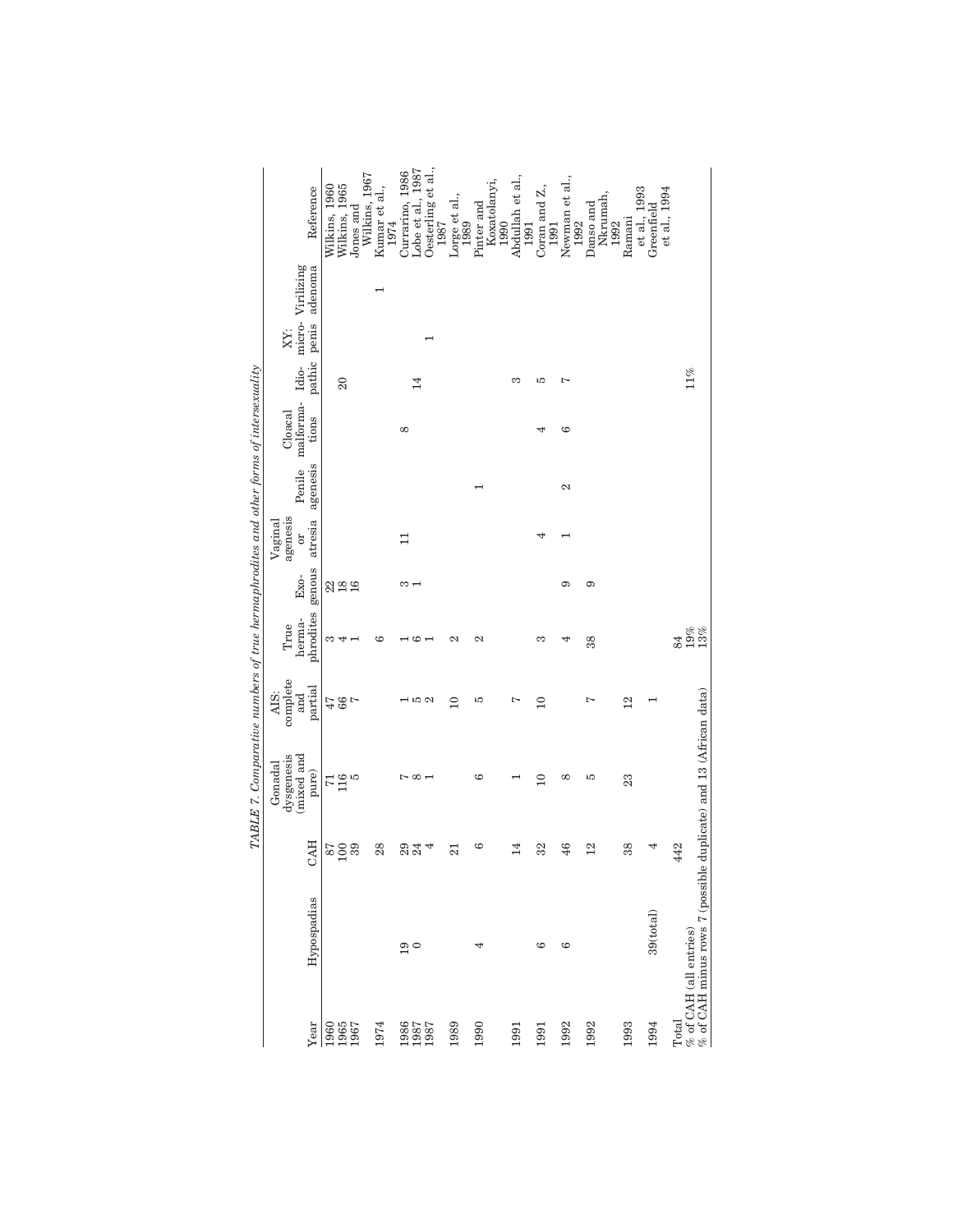*TABLE 7. Comparative numbers of true hermaphrodites and other forms of intersexuality*

| Year | Hypospadias | CAH | Gonadal dysgenesis (mixed and pure) | AIS: complete and partial | True herma-phrodites | Exo-genous | Vaginal agenesis or atresia | Penile agenesis | Cloacal malforma-tions | Idio-pathic | XY: micro-penis | Virilizing adenoma | Reference |
|---|---|---|---|---|---|---|---|---|---|---|---|---|---|
| 1960 | | 87 | 71 | 47 | 3 | 22 | | | | | | | Wilkins, 1960 |
| 1965 | | 100 | 116 | 66 | 4 | 18 | | | | | | | Wilkins, 1965 |
| 1967 | | 39 | 5 | 7 | 1 | 16 | | | | 20 | | | Jones and Wilkins, 1967 |
| 1974 | | 28 | | | 6 | | | | | | | 1 | Kumar et al., 1974 |
| 1986 | 19 | 29 | 7 | 1 | 1 | 3 | 11 | | 8 | | | | Currarino, 1986 |
| 1987 | 0 | 24 | 8 | 5 | 6 | 1 | | | | 14 | | | Lobe et al., 1987 |
| 1987 | | 4 | 1 | 2 | 1 | | | | | | 1 | | Oesterling et al., 1987 |
| 1989 | | 21 | | 10 | 2 | | | | | | | | Lorge et al., 1989 |
| 1990 | 4 | 6 | 6 | 5 | 2 | | | 1 | | | | | Pinter and Koxatolanyi, 1990 |
| 1991 | | 14 | 1 | 7 | | | | | | 3 | | | Abdullah et al., 1991 |
| 1991 | 6 | 32 | 10 | 10 | 3 | | 4 | | 4 | 5 | | | Coran and Z., 1991 |
| 1992 | 6 | 46 | 8 | | 4 | 9 | 1 | 2 | 6 | 7 | | | Newman et al., 1992 |
| 1992 | | 12 | 5 | 7 | 38 | 9 | | | | | | | Danso and Nkrumah, 1992 |
| 1993 | | 38 | 23 | 12 | | | | | | | | | Ramani et al., 1993 |
| 1994 | 39(total) | 4 | | 1 | | | | | | | | | Greenfield et al., 1994 |
| Total | | 442 | | | 84 | | | | | | | | |
| % of CAH (all entries) | | | | | 19% | | | | | 11% | | | |
| % of CAH minus rows 7 (possible duplicate) and 13 (African data) | | | | | 13% | | | | | | | | |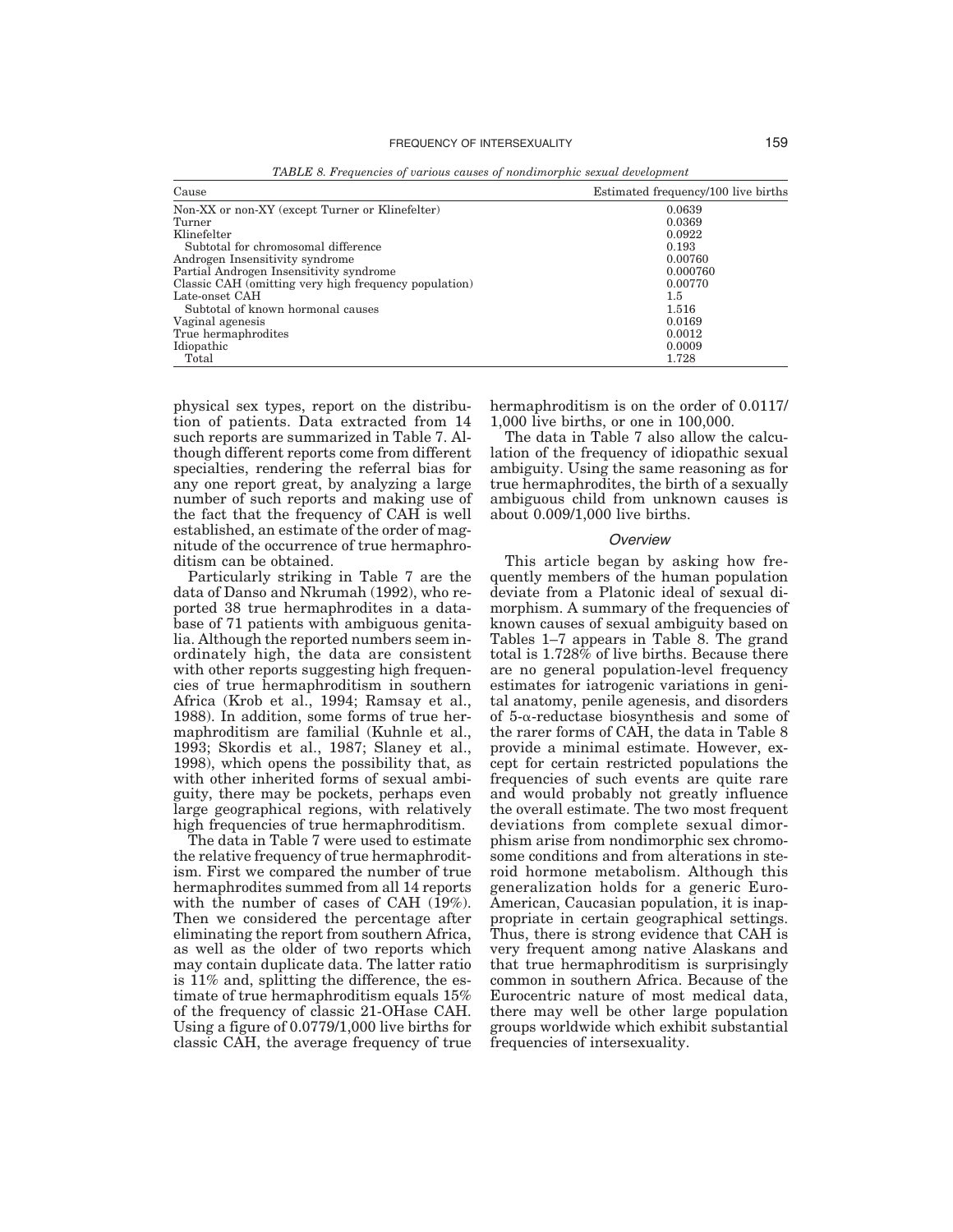*TABLE 8. Frequencies of various causes of nondimorphic sexual development*

| Cause | Estimated frequency/100 live births |
| --- | --- |
| Non-XX or non-XY (except Turner or Klinefelter) | 0.0639 |
| Turner | 0.0369 |
| Klinefelter | 0.0922 |
| Subtotal for chromosomal difference | 0.193 |
| Androgen Insensitivity syndrome | 0.00760 |
| Partial Androgen Insensitivity syndrome | 0.000760 |
| Classic CAH (omitting very high frequency population) | 0.00770 |
| Late-onset CAH | 1.5 |
| Subtotal of known hormonal causes | 1.516 |
| Vaginal agenesis | 0.0169 |
| True hermaphrodites | 0.0012 |
| Idiopathic | 0.0009 |
| Total | 1.728 |

physical sex types, report on the distribution of patients. Data extracted from 14 such reports are summarized in Table 7. Although different reports come from different specialties, rendering the referral bias for any one report great, by analyzing a large number of such reports and making use of the fact that the frequency of CAH is well established, an estimate of the order of magnitude of the occurrence of true hermaphroditism can be obtained.

Particularly striking in Table 7 are the data of Danso and Nkrumah (1992), who reported 38 true hermaphrodites in a database of 71 patients with ambiguous genitalia. Although the reported numbers seem inordinately high, the data are consistent with other reports suggesting high frequencies of true hermaphroditism in southern Africa (Krob et al., 1994; Ramsay et al., 1988). In addition, some forms of true hermaphroditism are familial (Kuhnle et al., 1993; Skordis et al., 1987; Slaney et al., 1998), which opens the possibility that, as with other inherited forms of sexual ambiguity, there may be pockets, perhaps even large geographical regions, with relatively high frequencies of true hermaphroditism.

The data in Table 7 were used to estimate the relative frequency of true hermaphroditism. First we compared the number of true hermaphrodites summed from all 14 reports with the number of cases of CAH (19%). Then we considered the percentage after eliminating the report from southern Africa, as well as the older of two reports which may contain duplicate data. The latter ratio is 11% and, splitting the difference, the estimate of true hermaphroditism equals 15% of the frequency of classic 21-OHase CAH. Using a figure of 0.0779/1,000 live births for classic CAH, the average frequency of true hermaphroditism is on the order of 0.0117/1,000 live births, or one in 100,000.

The data in Table 7 also allow the calculation of the frequency of idiopathic sexual ambiguity. Using the same reasoning as for true hermaphrodites, the birth of a sexually ambiguous child from unknown causes is about 0.009/1,000 live births.

### *Overview*

This article began by asking how frequently members of the human population deviate from a Platonic ideal of sexual dimorphism. A summary of the frequencies of known causes of sexual ambiguity based on Tables 1–7 appears in Table 8. The grand total is 1.728% of live births. Because there are no general population-level frequency estimates for iatrogenic variations in genital anatomy, penile agenesis, and disorders of 5-α-reductase biosynthesis and some of the rarer forms of CAH, the data in Table 8 provide a minimal estimate. However, except for certain restricted populations the frequencies of such events are quite rare and would probably not greatly influence the overall estimate. The two most frequent deviations from complete sexual dimorphism arise from nondimorphic sex chromosome conditions and from alterations in steroid hormone metabolism. Although this generalization holds for a generic Euro-American, Caucasian population, it is inappropriate in certain geographical settings. Thus, there is strong evidence that CAH is very frequent among native Alaskans and that true hermaphroditism is surprisingly common in southern Africa. Because of the Eurocentric nature of most medical data, there may well be other large population groups worldwide which exhibit substantial frequencies of intersexuality.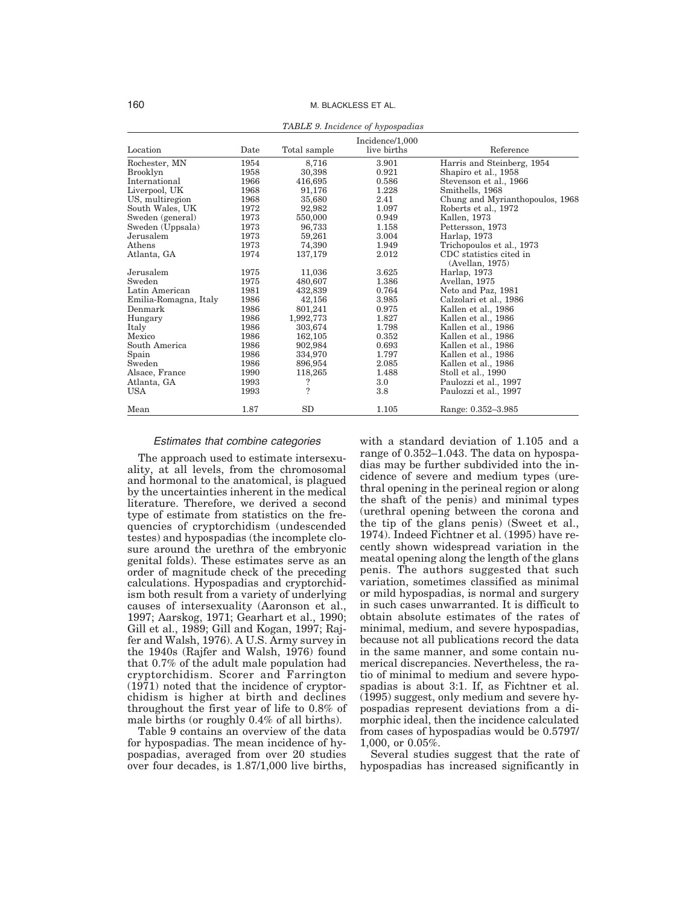*TABLE 9. Incidence of hypospadias*

| Location | Date | Total sample | Incidence/1,000 live births | Reference |
|---|---|---|---|---|
| Rochester, MN | 1954 | 8,716 | 3.901 | Harris and Steinberg, 1954 |
| Brooklyn | 1958 | 30,398 | 0.921 | Shapiro et al., 1958 |
| International | 1966 | 416,695 | 0.586 | Stevenson et al., 1966 |
| Liverpool, UK | 1968 | 91,176 | 1.228 | Smithells, 1968 |
| US, multiregion | 1968 | 35,680 | 2.41 | Chung and Myrianthopoulos, 1968 |
| South Wales, UK | 1972 | 92,982 | 1.097 | Roberts et al., 1972 |
| Sweden (general) | 1973 | 550,000 | 0.949 | Kallen, 1973 |
| Sweden (Uppsala) | 1973 | 96,733 | 1.158 | Pettersson, 1973 |
| Jerusalem | 1973 | 59,261 | 3.004 | Harlap, 1973 |
| Athens | 1973 | 74,390 | 1.949 | Trichopoulos et al., 1973 |
| Atlanta, GA | 1974 | 137,179 | 2.012 | CDC statistics cited in (Avellan, 1975) |
| Jerusalem | 1975 | 11,036 | 3.625 | Harlap, 1973 |
| Sweden | 1975 | 480,607 | 1.386 | Avellan, 1975 |
| Latin American | 1981 | 432,839 | 0.764 | Neto and Paz, 1981 |
| Emilia-Romagna, Italy | 1986 | 42,156 | 3.985 | Calzolari et al., 1986 |
| Denmark | 1986 | 801,241 | 0.975 | Kallen et al., 1986 |
| Hungary | 1986 | 1,992,773 | 1.827 | Kallen et al., 1986 |
| Italy | 1986 | 303,674 | 1.798 | Kallen et al., 1986 |
| Mexico | 1986 | 162,105 | 0.352 | Kallen et al., 1986 |
| South America | 1986 | 902,984 | 0.693 | Kallen et al., 1986 |
| Spain | 1986 | 334,970 | 1.797 | Kallen et al., 1986 |
| Sweden | 1986 | 896,954 | 2.085 | Kallen et al., 1986 |
| Alsace, France | 1990 | 118,265 | 1.488 | Stoll et al., 1990 |
| Atlanta, GA | 1993 | ? | 3.0 | Paulozzi et al., 1997 |
| USA | 1993 | ? | 3.8 | Paulozzi et al., 1997 |
| Mean | 1.87 | SD | 1.105 | Range: 0.352–3.985 |

### *Estimates that combine categories*

The approach used to estimate intersexuality, at all levels, from the chromosomal and hormonal to the anatomical, is plagued by the uncertainties inherent in the medical literature. Therefore, we derived a second type of estimate from statistics on the frequencies of cryptorchidism (undescended testes) and hypospadias (the incomplete closure around the urethra of the embryonic genital folds). These estimates serve as an order of magnitude check of the preceding calculations. Hypospadias and cryptorchidism both result from a variety of underlying causes of intersexuality (Aaronson et al., 1997; Aarskog, 1971; Gearhart et al., 1990; Gill et al., 1989; Gill and Kogan, 1997; Rajfer and Walsh, 1976). A U.S. Army survey in the 1940s (Rajfer and Walsh, 1976) found that 0.7% of the adult male population had cryptorchidism. Scorer and Farrington (1971) noted that the incidence of cryptorchidism is higher at birth and declines throughout the first year of life to 0.8% of male births (or roughly 0.4% of all births).

Table 9 contains an overview of the data for hypospadias. The mean incidence of hypospadias, averaged from over 20 studies over four decades, is 1.87/1,000 live births, with a standard deviation of 1.105 and a range of 0.352–1.043. The data on hypospadias may be further subdivided into the incidence of severe and medium types (urethral opening in the perineal region or along the shaft of the penis) and minimal types (urethral opening between the corona and the tip of the glans penis) (Sweet et al., 1974). Indeed Fichtner et al. (1995) have recently shown widespread variation in the meatal opening along the length of the glans penis. The authors suggested that such variation, sometimes classified as minimal or mild hypospadias, is normal and surgery in such cases unwarranted. It is difficult to obtain absolute estimates of the rates of minimal, medium, and severe hypospadias, because not all publications record the data in the same manner, and some contain numerical discrepancies. Nevertheless, the ratio of minimal to medium and severe hypospadias is about 3:1. If, as Fichtner et al. (1995) suggest, only medium and severe hypospadias represent deviations from a dimorphic ideal, then the incidence calculated from cases of hypospadias would be 0.5797/1,000, or 0.05%.

Several studies suggest that the rate of hypospadias has increased significantly in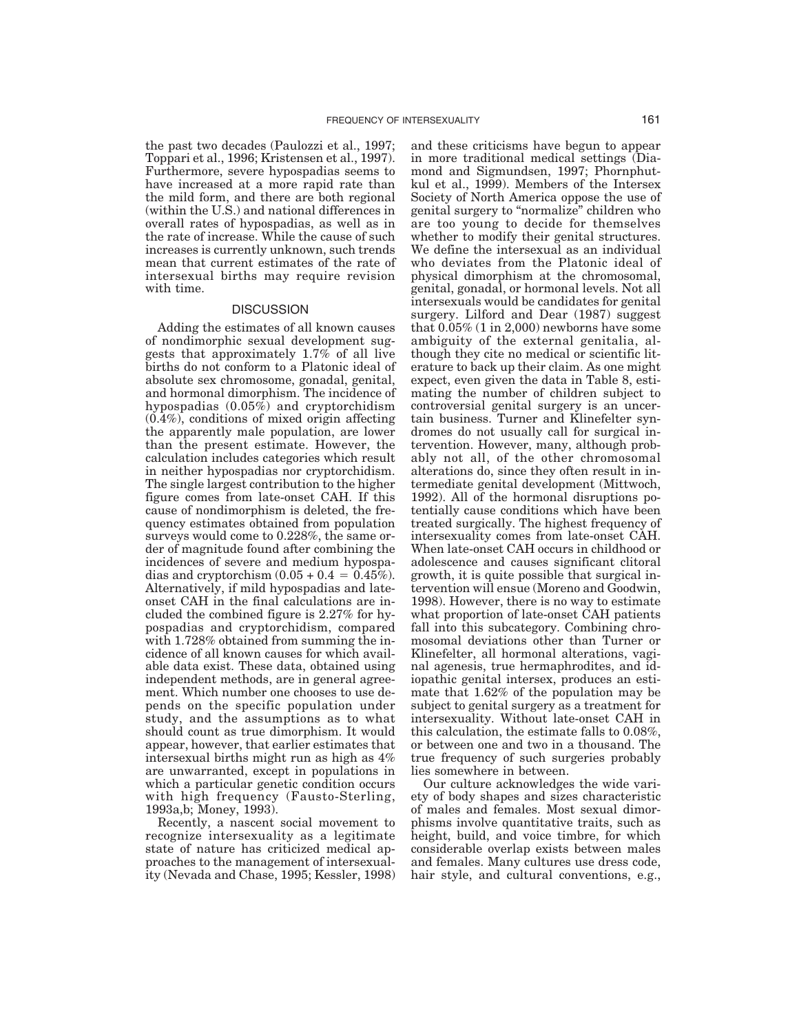the past two decades (Paulozzi et al., 1997; Toppari et al., 1996; Kristensen et al., 1997). Furthermore, severe hypospadias seems to have increased at a more rapid rate than the mild form, and there are both regional (within the U.S.) and national differences in overall rates of hypospadias, as well as in the rate of increase. While the cause of such increases is currently unknown, such trends mean that current estimates of the rate of intersexual births may require revision with time.

## DISCUSSION

Adding the estimates of all known causes of nondimorphic sexual development suggests that approximately 1.7% of all live births do not conform to a Platonic ideal of absolute sex chromosome, gonadal, genital, and hormonal dimorphism. The incidence of hypospadias (0.05%) and cryptorchidism (0.4%), conditions of mixed origin affecting the apparently male population, are lower than the present estimate. However, the calculation includes categories which result in neither hypospadias nor cryptorchidism. The single largest contribution to the higher figure comes from late-onset CAH. If this cause of nondimorphism is deleted, the frequency estimates obtained from population surveys would come to 0.228%, the same order of magnitude found after combining the incidences of severe and medium hypospadias and cryptorchism ($0.05 + 0.4 = 0.45\%$). Alternatively, if mild hypospadias and late-onset CAH in the final calculations are included the combined figure is 2.27% for hypospadias and cryptorchidism, compared with 1.728% obtained from summing the incidence of all known causes for which available data exist. These data, obtained using independent methods, are in general agreement. Which number one chooses to use depends on the specific population under study, and the assumptions as to what should count as true dimorphism. It would appear, however, that earlier estimates that intersexual births might run as high as 4% are unwarranted, except in populations in which a particular genetic condition occurs with high frequency (Fausto-Sterling, 1993a,b; Money, 1993).

Recently, a nascent social movement to recognize intersexuality as a legitimate state of nature has criticized medical approaches to the management of intersexuality (Nevada and Chase, 1995; Kessler, 1998) and these criticisms have begun to appear in more traditional medical settings (Diamond and Sigmundsen, 1997; Phornphutkul et al., 1999). Members of the Intersex Society of North America oppose the use of genital surgery to "normalize" children who are too young to decide for themselves whether to modify their genital structures. We define the intersexual as an individual who deviates from the Platonic ideal of physical dimorphism at the chromosomal, genital, gonadal, or hormonal levels. Not all intersexuals would be candidates for genital surgery. Lilford and Dear (1987) suggest that 0.05% (1 in 2,000) newborns have some ambiguity of the external genitalia, although they cite no medical or scientific literature to back up their claim. As one might expect, even given the data in Table 8, estimating the number of children subject to controversial genital surgery is an uncertain business. Turner and Klinefelter syndromes do not usually call for surgical intervention. However, many, although probably not all, of the other chromosomal alterations do, since they often result in intermediate genital development (Mittwoch, 1992). All of the hormonal disruptions potentially cause conditions which have been treated surgically. The highest frequency of intersexuality comes from late-onset CAH. When late-onset CAH occurs in childhood or adolescence and causes significant clitoral growth, it is quite possible that surgical intervention will ensue (Moreno and Goodwin, 1998). However, there is no way to estimate what proportion of late-onset CAH patients fall into this subcategory. Combining chromosomal deviations other than Turner or Klinefelter, all hormonal alterations, vaginal agenesis, true hermaphrodites, and idiopathic genital intersex, produces an estimate that 1.62% of the population may be subject to genital surgery as a treatment for intersexuality. Without late-onset CAH in this calculation, the estimate falls to 0.08%, or between one and two in a thousand. The true frequency of such surgeries probably lies somewhere in between.

Our culture acknowledges the wide variety of body shapes and sizes characteristic of males and females. Most sexual dimorphisms involve quantitative traits, such as height, build, and voice timbre, for which considerable overlap exists between males and females. Many cultures use dress code, hair style, and cultural conventions, e.g.,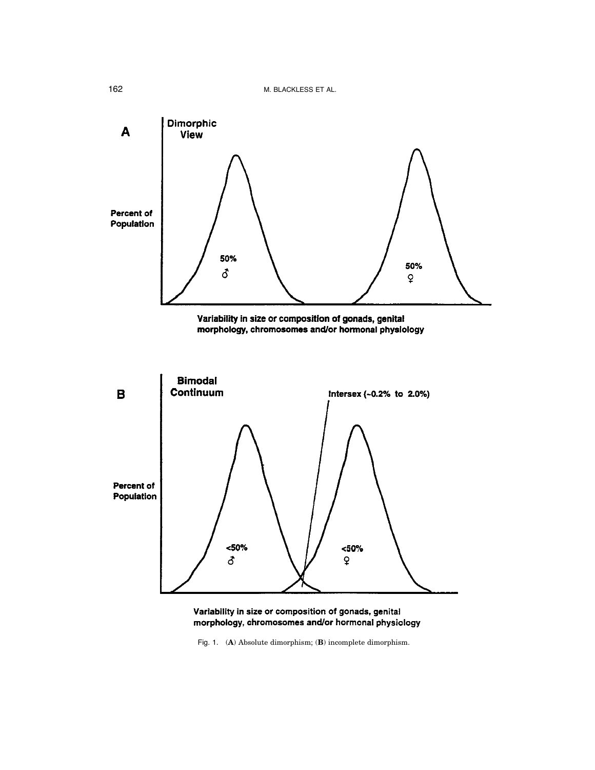**A**

**Dimorphic View**

Percent of Population

50% ♂

50% ♀

Variability in size or composition of gonads, genital morphology, chromosomes and/or hormonal physiology

**B**

**Bimodal Continuum**

Intersex (~0.2% to 2.0%)

Percent of Population

<50% ♂

<50% ♀

Variability in size or composition of gonads, genital morphology, chromosomes and/or hormonal physiology

Fig. 1. (**A**) Absolute dimorphism; (**B**) incomplete dimorphism.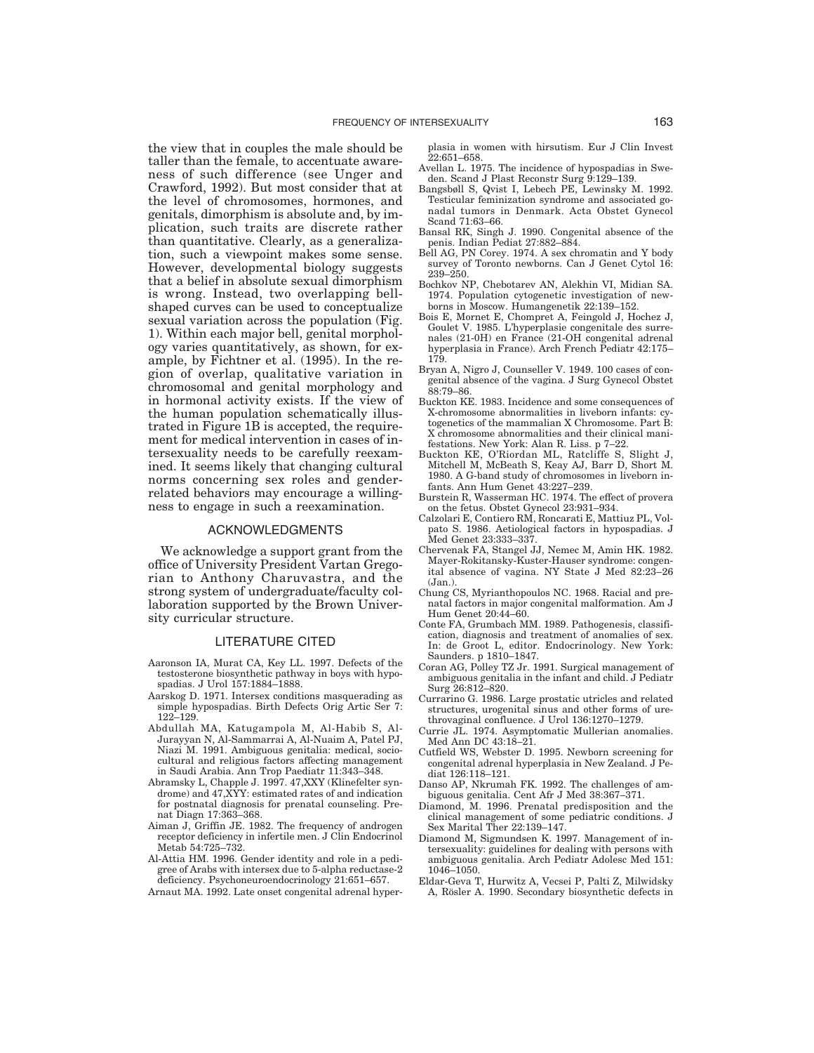the view that in couples the male should be taller than the female, to accentuate awareness of such difference (see Unger and Crawford, 1992). But most consider that at the level of chromosomes, hormones, and genitals, dimorphism is absolute and, by implication, such traits are discrete rather than quantitative. Clearly, as a generalization, such a viewpoint makes some sense. However, developmental biology suggests that a belief in absolute sexual dimorphism is wrong. Instead, two overlapping bell-shaped curves can be used to conceptualize sexual variation across the population (Fig. 1). Within each major bell, genital morphology varies quantitatively, as shown, for example, by Fichtner et al. (1995). In the region of overlap, qualitative variation in chromosomal and genital morphology and in hormonal activity exists. If the view of the human population schematically illustrated in Figure 1B is accepted, the requirement for medical intervention in cases of intersexuality needs to be carefully reexamined. It seems likely that changing cultural norms concerning sex roles and gender-related behaviors may encourage a willingness to engage in such a reexamination.

## ACKNOWLEDGMENTS

We acknowledge a support grant from the office of University President Vartan Gregorian to Anthony Charuvastra, and the strong system of undergraduate/faculty collaboration supported by the Brown University curricular structure.

## LITERATURE CITED

Aaronson IA, Murat CA, Key LL. 1997. Defects of the testosterone biosynthetic pathway in boys with hypospadias. J Urol 157:1884–1888.

Aarskog D. 1971. Intersex conditions masquerading as simple hypospadias. Birth Defects Orig Artic Ser 7: 122–129.

Abdullah MA, Katugampola M, Al-Habib S, Al-Jurayyan N, Al-Sammarrai A, Al-Nuaim A, Patel PJ, Niazi M. 1991. Ambiguous genitalia: medical, sociocultural and religious factors affecting management in Saudi Arabia. Ann Trop Paediatr 11:343–348.

Abramsky L, Chapple J. 1997. 47,XXY (Klinefelter syndrome) and 47,XYY: estimated rates of and indication for postnatal diagnosis for prenatal counseling. Prenat Diagn 17:363–368.

Aiman J, Griffin JE. 1982. The frequency of androgen receptor deficiency in infertile men. J Clin Endocrinol Metab 54:725–732.

Al-Attia HM. 1996. Gender identity and role in a pedigree of Arabs with intersex due to 5-alpha reductase-2 deficiency. Psychoneuroendocrinology 21:651–657.

Arnaut MA. 1992. Late onset congenital adrenal hyperplasia in women with hirsutism. Eur J Clin Invest 22:651–658.

Avellan L. 1975. The incidence of hypospadias in Sweden. Scand J Plast Reconstr Surg 9:129–139.

Bangsbøll S, Qvist I, Lebech PE, Lewinsky M. 1992. Testicular feminization syndrome and associated gonadal tumors in Denmark. Acta Obstet Gynecol Scand 71:63–66.

Bansal RK, Singh J. 1990. Congenital absence of the penis. Indian Pediat 27:882–884.

Bell AG, PN Corey. 1974. A sex chromatin and Y body survey of Toronto newborns. Can J Genet Cytol 16: 239–250.

Bochkov NP, Chebotarev AN, Alekhin VI, Midian SA. 1974. Population cytogenetic investigation of newborns in Moscow. Humangenetik 22:139–152.

Bois E, Mornet E, Chompret A, Feingold J, Hochez J, Goulet V. 1985. L'hyperplasie congenitale des surrenales (21-0H) en France (21-OH congenital adrenal hyperplasia in France). Arch French Pediatr 42:175–179.

Bryan A, Nigro J, Counseller V. 1949. 100 cases of congenital absence of the vagina. J Surg Gynecol Obstet 88:79–86.

Buckton KE. 1983. Incidence and some consequences of X-chromosome abnormalities in liveborn infants: cytogenetics of the mammalian X Chromosome. Part B: X chromosome abnormalities and their clinical manifestations. New York: Alan R. Liss. p 7–22.

Buckton KE, O'Riordan ML, Ratcliffe S, Slight J, Mitchell M, McBeath S, Keay AJ, Barr D, Short M. 1980. A G-band study of chromosomes in liveborn infants. Ann Hum Genet 43:227–239.

Burstein R, Wasserman HC. 1974. The effect of provera on the fetus. Obstet Gynecol 23:931–934.

Calzolari E, Contiero RM, Roncarati E, Mattiuz PL, Volpato S. 1986. Aetiological factors in hypospadias. J Med Genet 23:333–337.

Chervenak FA, Stangel JJ, Nemec M, Amin HK. 1982. Mayer-Rokitansky-Kuster-Hauser syndrome: congenital absence of vagina. NY State J Med 82:23–26 (Jan.).

Chung CS, Myrianthopoulos NC. 1968. Racial and prenatal factors in major congenital malformation. Am J Hum Genet 20:44–60.

Conte FA, Grumbach MM. 1989. Pathogenesis, classification, diagnosis and treatment of anomalies of sex. In: de Groot L, editor. Endocrinology. New York: Saunders. p 1810–1847.

Coran AG, Polley TZ Jr. 1991. Surgical management of ambiguous genitalia in the infant and child. J Pediatr Surg 26:812–820.

Currarino G. 1986. Large prostatic utricles and related structures, urogenital sinus and other forms of urethrovaginal confluence. J Urol 136:1270–1279.

Currie JL. 1974. Asymptomatic Mullerian anomalies. Med Ann DC 43:18–21.

Cutfield WS, Webster D. 1995. Newborn screening for congenital adrenal hyperplasia in New Zealand. J Pediat 126:118–121.

Danso AP, Nkrumah FK. 1992. The challenges of ambiguous genitalia. Cent Afr J Med 38:367–371.

Diamond, M. 1996. Prenatal predisposition and the clinical management of some pediatric conditions. J Sex Marital Ther 22:139–147.

Diamond M, Sigmundsen K. 1997. Management of intersexuality: guidelines for dealing with persons with ambiguous genitalia. Arch Pediatr Adolesc Med 151: 1046–1050.

Eldar-Geva T, Hurwitz A, Vecsei P, Palti Z, Milwidsky A, Rösler A. 1990. Secondary biosynthetic defects in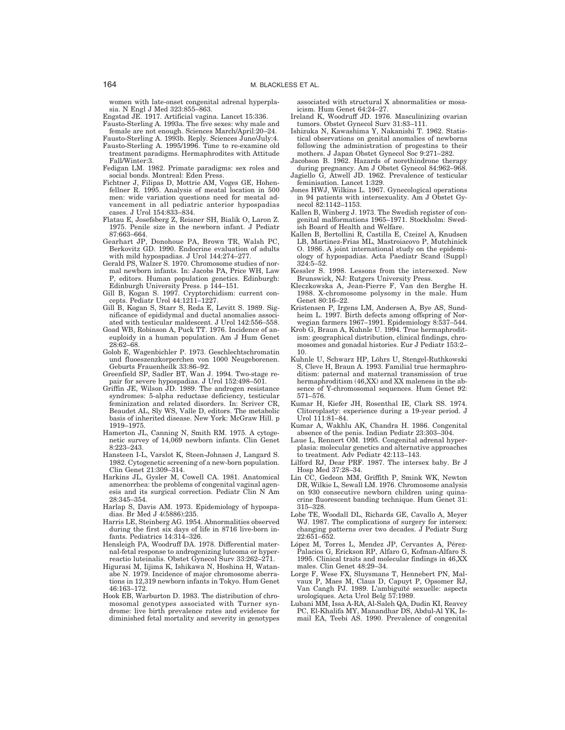women with late-onset congenital adrenal hyperplasia. N Engl J Med 323:855–863.

Engstad JE. 1917. Artificial vagina. Lancet 15:336.

Fausto-Sterling A. 1993a. The five sexes: why male and female are not enough. Sciences March/April:20–24.

Fausto-Sterling A. 1993b. Reply. Sciences June/July:4.

Fausto-Sterling A. 1995/1996. Time to re-examine old treatment paradigms. Hermaphrodites with Attitude Fall/Winter:3.

Fedigan LM. 1982. Primate paradigms: sex roles and social bonds. Montreal: Eden Press.

Fichtner J, Filipas D, Mottrie AM, Voges GE, Hohenfellner R. 1995. Analysis of meatal location in 500 men: wide variation questions need for meatal advancement in all pediatric anterior hypospadias cases. J Urol 154:833–834.

Flatau E, Josefsberg Z, Reisner SH, Bialik O, Laron Z. 1975. Penile size in the newborn infant. J Pediatr 87:663–664.

Gearhart JP, Donohoue PA, Brown TR, Walsh PC, Berkovitz GD. 1990. Endocrine evaluation of adults with mild hypospadias. J Urol 144:274–277.

Gerald PS, Walzer S. 1970. Chromosome studies of normal newborn infants. In: Jacobs PA, Price WH, Law P, editors. Human population genetics. Edinburgh: Edinburgh University Press. p 144–151.

Gill B, Kogan S. 1997. Cryptorchidism: current concepts. Pediatr Urol 44:1211–1227.

Gill B, Kogan S, Starr S, Reda E, Levitt S. 1989. Significance of epididymal and ductal anomalies associated with testicular maldescent. J Urol 142:556–558.

Goad WB, Robinson A, Puck TT. 1976. Incidence of aneuploidy in a human population. Am J Hum Genet 28:62–68.

Golob E, Wagenbichler P. 1973. Geschlechtschromatin und fluoeszenzkorperchen von 1000 Neugeborenen. Geburts Frauenheilk 33:86–92.

Greenfield SP, Sadler BT, Wan J. 1994. Two-stage repair for severe hypospadias. J Urol 152:498–501.

Griffin JE, Wilson JD. 1989. The androgen resistance syndromes: 5-alpha reductase deficiency, testicular feminization and related disorders. In: Scriver CR, Beaudet AL, Sly WS, Valle D, editors. The metabolic basis of inherited disease. New York: McGraw Hill. p 1919–1975.

Hamerton JL, Canning N, Smith RM. 1975. A cytogenetic survey of 14,069 newborn infants. Clin Genet 8:223–243.

Hansteen I-L, Varslot K, Steen-Johnsen J, Langard S. 1982. Cytogenetic screening of a new-born population. Clin Genet 21:309–314.

Harkins JL, Gysler M, Cowell CA. 1981. Anatomical amenorrhea: the problems of congenital vaginal agenesis and its surgical correction. Pediatr Clin N Am 28:345–354.

Harlap S, Davis AM. 1973. Epidemiology of hypospadias. Br Med J 4(5886):235.

Harris LE, Steinberg AG. 1954. Abnormalities observed during the first six days of life in 8716 live-born infants. Pediatrics 14:314–326.

Hensleigh PA, Woodruff DA. 1978. Differential maternal-fetal response to androgenizing luteoma or hyperreactio luteinalis. Obstet Gynecol Surv 33:262–271.

Higurasi M, Iijima K, Ishikawa N, Hoshina H, Watanabe N. 1979. Incidence of major chromosome aberrations in 12,319 newborn infants in Tokyo. Hum Genet 46:163–172.

Hook EB, Warburton D. 1983. The distribution of chromosomal genotypes associated with Turner syndrome: live birth prevalence rates and evidence for diminished fetal mortality and severity in genotypes associated with structural X abnormalities or mosaicism. Hum Genet 64:24–27.

Ireland K, Woodruff JD. 1976. Masculinizing ovarian tumors. Obstet Gynecol Surv 31:83–111.

Ishizuka N, Kawashima Y, Nakanishi T. 1962. Statistical observations on genital anomalies of newborns following the administration of progestins to their mothers. J Japan Obstet Gynecol Soc 9:271–282.

Jacobson B. 1962. Hazards of norethindrone therapy during pregnancy. Am J Obstet Gynecol 84:962–968.

Jagiello G, Atwell JD. 1962. Prevalence of testicular feminisation. Lancet 1:329.

Jones HWJ, Wilkins L. 1967. Gynecological operations in 94 patients with intersexuality. Am J Obstet Gynecol 82:1142–1153.

Kallen B, Winberg J. 1973. The Swedish register of congenital malformations 1965–1971. Stockholm: Swedish Board of Health and Welfare.

Kallen B, Bertollini R, Castilla E, Czeizel A, Knudsen LB, Martinez-Frias ML, Mastroiacovo P, Mutchinick O. 1986. A joint international study on the epidemiology of hypospadias. Acta Paediatr Scand (Suppl) 324:5–52.

Kessler S. 1998. Lessons from the intersexed. New Brunswick, NJ: Rutgers University Press.

Kleczkowska A, Jean-Pierre F, Van den Berghe H. 1988. X-chromosome polysomy in the male. Hum Genet 80:16–22.

Kristensen P, Irgens LM, Andersen A, Bye AS, Sundheim L. 1997. Birth defects among offspring of Norwegian farmers 1967–1991. Epidemiology 8:537–544.

Krob G, Braun A, Kuhnle U. 1994. True hermaphroditism: geographical distribution, clinical findings, chromosomes and gonadal histories. Eur J Pediatr 153:2–10.

Kuhnle U, Schwarz HP, Löhrs U, Stengel-Ruthkowski S, Cleve H, Braun A. 1993. Familial true hermaphroditism: paternal and maternal transmission of true hermaphroditism (46,XX) and XX maleness in the absence of Y-chromosomal sequences. Hum Genet 92: 571–576.

Kumar H, Kiefer JH, Rosenthal IE, Clark SS. 1974. Clitoroplasty: experience during a 19-year period. J Urol 111:81–84.

Kumar A, Wakhlu AK, Chandra H. 1986. Congenital absence of the penis. Indian Pediatr 23:303–304.

Laue L, Rennert OM. 1995. Congenital adrenal hyperplasia: molecular genetics and alternative approaches to treatment. Adv Pediatr 42:113–143.

Lilford RJ, Dear PRF. 1987. The intersex baby. Br J Hosp Med 37:28–34.

Lin CC, Gedeon MM, Griffith P, Smink WK, Newton DR, Wilkie L, Sewall LM. 1976. Chromosome analysis on 930 consecutive newborn children using quinacrine fluorescent banding technique. Hum Genet 31: 315–328.

Lobe TE, Woodall DL, Richards GE, Cavallo A, Meyer WJ. 1987. The complications of surgery for intersex: changing patterns over two decades. J Pediatr Surg 22:651–652.

López M, Torres L, Mendez JP, Cervantes A, Pérez-Palacios G, Erickson RP, Alfaro G, Kofman-Alfaro S. 1995. Clinical traits and molecular findings in 46,XX males. Clin Genet 48:29–34.

Lorge F, Wese FX, Sluysmans T, Hennebert PN, Malvaux P, Maes M, Claus D, Capuyt P, Opsomer RJ, Van Cangh PJ. 1989. L'ambiguïté sexuelle: aspects urologiques. Acta Urol Belg 57:1989.

Lubani MM, Issa A-RA, Al-Saleh QA, Dudin KI, Reavey PC, El-Khalifa MY, Manandhar DS, Abdul-Al YK, Ismail EA, Teebi AS. 1990. Prevalence of congenital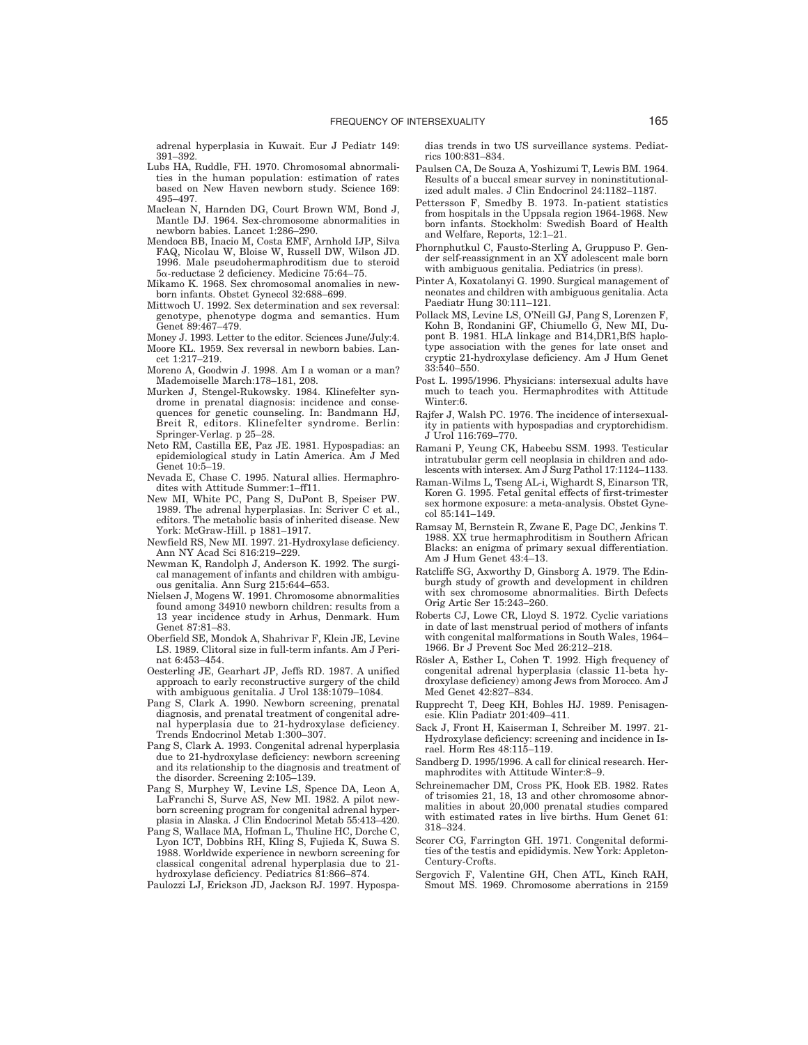adrenal hyperplasia in Kuwait. Eur J Pediatr 149: 391–392.

Lubs HA, Ruddle, FH. 1970. Chromosomal abnormalities in the human population: estimation of rates based on New Haven newborn study. Science 169: 495–497.

Maclean N, Harnden DG, Court Brown WM, Bond J, Mantle DJ. 1964. Sex-chromosome abnormalities in newborn babies. Lancet 1:286–290.

Mendoca BB, Inacio M, Costa EMF, Arnhold IJP, Silva FAQ, Nicolau W, Bloise W, Russell DW, Wilson JD. 1996. Male pseudohermaphroditism due to steroid 5α-reductase 2 deficiency. Medicine 75:64–75.

Mikamo K. 1968. Sex chromosomal anomalies in newborn infants. Obstet Gynecol 32:688–699.

Mittwoch U. 1992. Sex determination and sex reversal: genotype, phenotype dogma and semantics. Hum Genet 89:467–479.

Money J. 1993. Letter to the editor. Sciences June/July:4.

Moore KL. 1959. Sex reversal in newborn babies. Lancet 1:217–219.

Moreno A, Goodwin J. 1998. Am I a woman or a man? Mademoiselle March:178–181, 208.

Murken J, Stengel-Rukowsky. 1984. Klinefelter syndrome in prenatal diagnosis: incidence and consequences for genetic counseling. In: Bandmann HJ, Breit R, editors. Klinefelter syndrome. Berlin: Springer-Verlag. p 25–28.

Neto RM, Castilla EE, Paz JE. 1981. Hypospadias: an epidemiological study in Latin America. Am J Med Genet 10:5–19.

Nevada E, Chase C. 1995. Natural allies. Hermaphrodites with Attitude Summer:1–ff11.

New MI, White PC, Pang S, DuPont B, Speiser PW. 1989. The adrenal hyperplasias. In: Scriver C et al., editors. The metabolic basis of inherited disease. New York: McGraw-Hill. p 1881–1917.

Newfield RS, New MI. 1997. 21-Hydroxylase deficiency. Ann NY Acad Sci 816:219–229.

Newman K, Randolph J, Anderson K. 1992. The surgical management of infants and children with ambiguous genitalia. Ann Surg 215:644–653.

Nielsen J, Mogens W. 1991. Chromosome abnormalities found among 34910 newborn children: results from a 13 year incidence study in Arhus, Denmark. Hum Genet 87:81–83.

Oberfield SE, Mondok A, Shahrivar F, Klein JE, Levine LS. 1989. Clitoral size in full-term infants. Am J Perinat 6:453–454.

Oesterling JE, Gearhart JP, Jeffs RD. 1987. A unified approach to early reconstructive surgery of the child with ambiguous genitalia. J Urol 138:1079–1084.

Pang S, Clark A. 1990. Newborn screening, prenatal diagnosis, and prenatal treatment of congenital adrenal hyperplasia due to 21-hydroxylase deficiency. Trends Endocrinol Metab 1:300–307.

Pang S, Clark A. 1993. Congenital adrenal hyperplasia due to 21-hydroxylase deficiency: newborn screening and its relationship to the diagnosis and treatment of the disorder. Screening 2:105–139.

Pang S, Murphey W, Levine LS, Spence DA, Leon A, LaFranchi S, Surve AS, New MI. 1982. A pilot newborn screening program for congenital adrenal hyperplasia in Alaska. J Clin Endocrinol Metab 55:413–420.

Pang S, Wallace MA, Hofman L, Thuline HC, Dorche C, Lyon ICT, Dobbins RH, Kling S, Fujieda K, Suwa S. 1988. Worldwide experience in newborn screening for classical congenital adrenal hyperplasia due to 21-hydroxylase deficiency. Pediatrics 81:866–874.

Paulozzi LJ, Erickson JD, Jackson RJ. 1997. Hypospadias trends in two US surveillance systems. Pediatrics 100:831–834.

Paulsen CA, De Souza A, Yoshizumi T, Lewis BM. 1964. Results of a buccal smear survey in noninstitutionalized adult males. J Clin Endocrinol 24:1182–1187.

Pettersson F, Smedby B. 1973. In-patient statistics from hospitals in the Uppsala region 1964-1968. New born infants. Stockholm: Swedish Board of Health and Welfare, Reports, 12:1–21.

Phornphutkul C, Fausto-Sterling A, Gruppuso P. Gender self-reassignment in an XY adolescent male born with ambiguous genitalia. Pediatrics (in press).

Pinter A, Koxatolanyi G. 1990. Surgical management of neonates and children with ambiguous genitalia. Acta Paediatr Hung 30:111–121.

Pollack MS, Levine LS, O'Neill GJ, Pang S, Lorenzen F, Kohn B, Rondanini GF, Chiumello G, New MI, Dupont B. 1981. HLA linkage and B14,DR1,BfS haplotype association with the genes for late onset and cryptic 21-hydroxylase deficiency. Am J Hum Genet 33:540–550.

Post L. 1995/1996. Physicians: intersexual adults have much to teach you. Hermaphrodites with Attitude Winter:6.

Rajfer J, Walsh PC. 1976. The incidence of intersexuality in patients with hypospadias and cryptorchidism. J Urol 116:769–770.

Ramani P, Yeung CK, Habeebu SSM. 1993. Testicular intratubular germ cell neoplasia in children and adolescents with intersex. Am J Surg Pathol 17:1124–1133.

Raman-Wilms L, Tseng AL-i, Wighardt S, Einarson TR, Koren G. 1995. Fetal genital effects of first-trimester sex hormone exposure: a meta-analysis. Obstet Gynecol 85:141–149.

Ramsay M, Bernstein R, Zwane E, Page DC, Jenkins T. 1988. XX true hermaphroditism in Southern African Blacks: an enigma of primary sexual differentiation. Am J Hum Genet 43:4–13.

Ratcliffe SG, Axworthy D, Ginsborg A. 1979. The Edinburgh study of growth and development in children with sex chromosome abnormalities. Birth Defects Orig Artic Ser 15:243–260.

Roberts CJ, Lowe CR, Lloyd S. 1972. Cyclic variations in date of last menstrual period of mothers of infants with congenital malformations in South Wales, 1964–1966. Br J Prevent Soc Med 26:212–218.

Rösler A, Esther L, Cohen T. 1992. High frequency of congenital adrenal hyperplasia (classic 11-beta hydroxylase deficiency) among Jews from Morocco. Am J Med Genet 42:827–834.

Rupprecht T, Deeg KH, Bohles HJ. 1989. Penisagenesie. Klin Padiatr 201:409–411.

Sack J, Front H, Kaiserman I, Schreiber M. 1997. 21-Hydroxylase deficiency: screening and incidence in Israel. Horm Res 48:115–119.

Sandberg D. 1995/1996. A call for clinical research. Hermaphrodites with Attitude Winter:8–9.

Schreinemacher DM, Cross PK, Hook EB. 1982. Rates of trisomies 21, 18, 13 and other chromosome abnormalities in about 20,000 prenatal studies compared with estimated rates in live births. Hum Genet 61: 318–324.

Scorer CG, Farrington GH. 1971. Congenital deformities of the testis and epididymis. New York: Appleton-Century-Crofts.

Sergovich F, Valentine GH, Chen ATL, Kinch RAH, Smout MS. 1969. Chromosome aberrations in 2159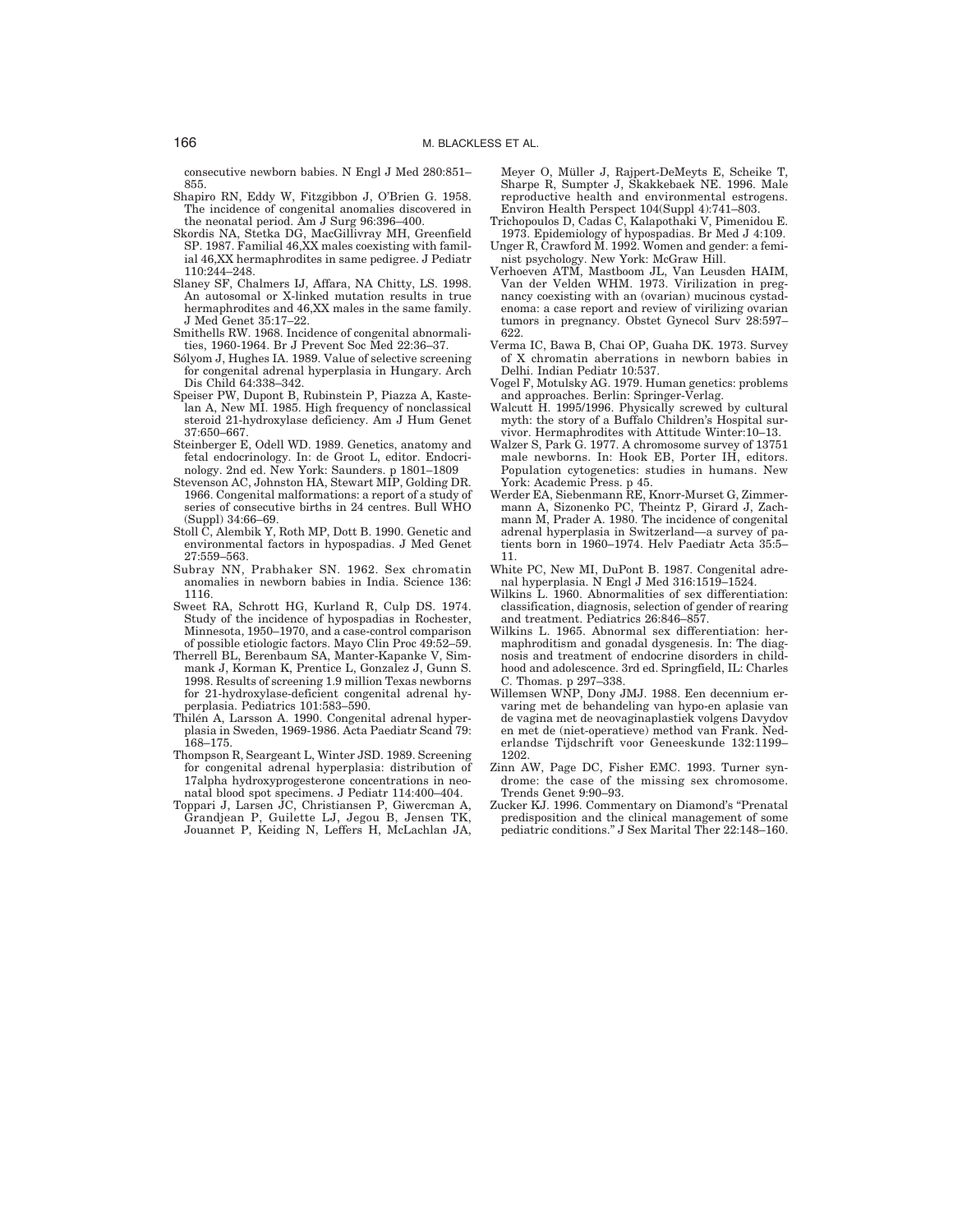consecutive newborn babies. N Engl J Med 280:851–855.

Shapiro RN, Eddy W, Fitzgibbon J, O'Brien G. 1958. The incidence of congenital anomalies discovered in the neonatal period. Am J Surg 96:396–400.

Skordis NA, Stetka DG, MacGillivray MH, Greenfield SP. 1987. Familial 46,XX males coexisting with familial 46,XX hermaphrodites in same pedigree. J Pediatr 110:244–248.

Slaney SF, Chalmers IJ, Affara, NA Chitty, LS. 1998. An autosomal or X-linked mutation results in true hermaphrodites and 46,XX males in the same family. J Med Genet 35:17–22.

Smithells RW. 1968. Incidence of congenital abnormalities, 1960-1964. Br J Prevent Soc Med 22:36–37.

Sólyom J, Hughes IA. 1989. Value of selective screening for congenital adrenal hyperplasia in Hungary. Arch Dis Child 64:338–342.

Speiser PW, Dupont B, Rubinstein P, Piazza A, Kastelan A, New MI. 1985. High frequency of nonclassical steroid 21-hydroxylase deficiency. Am J Hum Genet 37:650–667.

Steinberger E, Odell WD. 1989. Genetics, anatomy and fetal endocrinology. In: de Groot L, editor. Endocrinology. 2nd ed. New York: Saunders. p 1801–1809

Stevenson AC, Johnston HA, Stewart MIP, Golding DR. 1966. Congenital malformations: a report of a study of series of consecutive births in 24 centres. Bull WHO (Suppl) 34:66–69.

Stoll C, Alembik Y, Roth MP, Dott B. 1990. Genetic and environmental factors in hypospadias. J Med Genet 27:559–563.

Subray NN, Prabhaker SN. 1962. Sex chromatin anomalies in newborn babies in India. Science 136: 1116.

Sweet RA, Schrott HG, Kurland R, Culp DS. 1974. Study of the incidence of hypospadias in Rochester, Minnesota, 1950–1970, and a case-control comparison of possible etiologic factors. Mayo Clin Proc 49:52–59.

Therrell BL, Berenbaum SA, Manter-Kapanke V, Simmank J, Korman K, Prentice L, Gonzalez J, Gunn S. 1998. Results of screening 1.9 million Texas newborns for 21-hydroxylase-deficient congenital adrenal hyperplasia. Pediatrics 101:583–590.

Thilén A, Larsson A. 1990. Congenital adrenal hyperplasia in Sweden, 1969-1986. Acta Paediatr Scand 79: 168–175.

Thompson R, Seargeant L, Winter JSD. 1989. Screening for congenital adrenal hyperplasia: distribution of 17alpha hydroxyprogesterone concentrations in neonatal blood spot specimens. J Pediatr 114:400–404.

Toppari J, Larsen JC, Christiansen P, Giwercman A, Grandjean P, Guilette LJ, Jegou B, Jensen TK, Jouannet P, Keiding N, Leffers H, McLachlan JA, Meyer O, Müller J, Rajpert-DeMeyts E, Scheike T, Sharpe R, Sumpter J, Skakkebaek NE. 1996. Male reproductive health and environmental estrogens. Environ Health Perspect 104(Suppl 4):741–803.

Trichopoulos D, Cadas C, Kalapothaki V, Pimenidou E. 1973. Epidemiology of hypospadias. Br Med J 4:109.

Unger R, Crawford M. 1992. Women and gender: a feminist psychology. New York: McGraw Hill.

Verhoeven ATM, Mastboom JL, Van Leusden HAIM, Van der Velden WHM. 1973. Virilization in pregnancy coexisting with an (ovarian) mucinous cystadenoma: a case report and review of virilizing ovarian tumors in pregnancy. Obstet Gynecol Surv 28:597–622.

Verma IC, Bawa B, Chai OP, Guaha DK. 1973. Survey of X chromatin aberrations in newborn babies in Delhi. Indian Pediatr 10:537.

Vogel F, Motulsky AG. 1979. Human genetics: problems and approaches. Berlin: Springer-Verlag.

Walcutt H. 1995/1996. Physically screwed by cultural myth: the story of a Buffalo Children's Hospital survivor. Hermaphrodites with Attitude Winter:10–13.

Walzer S, Park G. 1977. A chromosome survey of 13751 male newborns. In: Hook EB, Porter IH, editors. Population cytogenetics: studies in humans. New York: Academic Press. p 45.

Werder EA, Siebenmann RE, Knorr-Murset G, Zimmermann A, Sizonenko PC, Theintz P, Girard J, Zachmann M, Prader A. 1980. The incidence of congenital adrenal hyperplasia in Switzerland—a survey of patients born in 1960–1974. Helv Paediatr Acta 35:5–11.

White PC, New MI, DuPont B. 1987. Congenital adrenal hyperplasia. N Engl J Med 316:1519–1524.

Wilkins L. 1960. Abnormalities of sex differentiation: classification, diagnosis, selection of gender of rearing and treatment. Pediatrics 26:846–857.

Wilkins L. 1965. Abnormal sex differentiation: hermaphroditism and gonadal dysgenesis. In: The diagnosis and treatment of endocrine disorders in childhood and adolescence. 3rd ed. Springfield, IL: Charles C. Thomas. p 297–338.

Willemsen WNP, Dony JMJ. 1988. Een decennium ervaring met de behandeling van hypo-en aplasie van de vagina met de neovaginaplastiek volgens Davydov en met de (niet-operatieve) method van Frank. Nederlandse Tijdschrift voor Geneeskunde 132:1199–1202.

Zinn AW, Page DC, Fisher EMC. 1993. Turner syndrome: the case of the missing sex chromosome. Trends Genet 9:90–93.

Zucker KJ. 1996. Commentary on Diamond's "Prenatal predisposition and the clinical management of some pediatric conditions." J Sex Marital Ther 22:148–160.